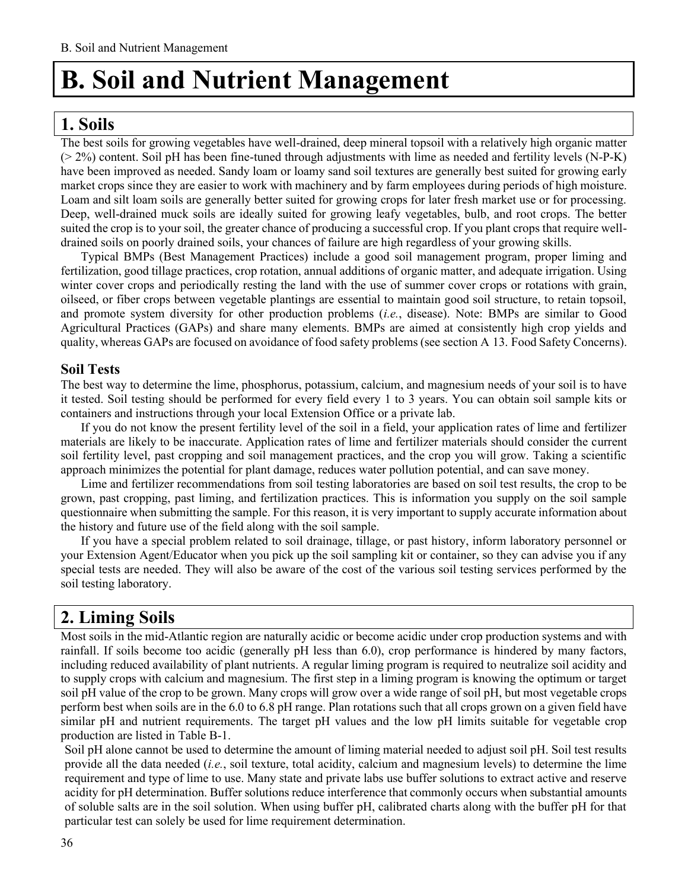# B. Soil and Nutrient Management

## 1. Soils

The best soils for growing vegetables have well-drained, deep mineral topsoil with a relatively high organic matter (> 2%) content. Soil pH has been fine-tuned through adjustments with lime as needed and fertility levels (N-P-K) have been improved as needed. Sandy loam or loamy sand soil textures are generally best suited for growing early market crops since they are easier to work with machinery and by farm employees during periods of high moisture. Loam and silt loam soils are generally better suited for growing crops for later fresh market use or for processing. Deep, well-drained muck soils are ideally suited for growing leafy vegetables, bulb, and root crops. The better suited the crop is to your soil, the greater chance of producing a successful crop. If you plant crops that require well-drained soils on poorly drained soils, your chances of failure are high regardless of your growing skills.

Typical BMPs (Best Management Practices) include a good soil management program, proper liming and fertilization, good tillage practices, crop rotation, annual additions of organic matter, and adequate irrigation. Using winter cover crops and periodically resting the land with the use of summer cover crops or rotations with grain, oilseed, or fiber crops between vegetable plantings are essential to maintain good soil structure, to retain topsoil, and promote system diversity for other production problems (*i.e.*, disease). Note: BMPs are similar to Good Agricultural Practices (GAPs) and share many elements. BMPs are aimed at consistently high crop yields and quality, whereas GAPs are focused on avoidance of food safety problems (see section A 13. Food Safety Concerns).

### Soil Tests

The best way to determine the lime, phosphorus, potassium, calcium, and magnesium needs of your soil is to have it tested. Soil testing should be performed for every field every 1 to 3 years. You can obtain soil sample kits or containers and instructions through your local Extension Office or a private lab.

If you do not know the present fertility level of the soil in a field, your application rates of lime and fertilizer materials are likely to be inaccurate. Application rates of lime and fertilizer materials should consider the current soil fertility level, past cropping and soil management practices, and the crop you will grow. Taking a scientific approach minimizes the potential for plant damage, reduces water pollution potential, and can save money.

Lime and fertilizer recommendations from soil testing laboratories are based on soil test results, the crop to be grown, past cropping, past liming, and fertilization practices. This is information you supply on the soil sample questionnaire when submitting the sample. For this reason, it is very important to supply accurate information about the history and future use of the field along with the soil sample.

If you have a special problem related to soil drainage, tillage, or past history, inform laboratory personnel or your Extension Agent/Educator when you pick up the soil sampling kit or container, so they can advise you if any special tests are needed. They will also be aware of the cost of the various soil testing services performed by the soil testing laboratory.

## 2. Liming Soils

Most soils in the mid-Atlantic region are naturally acidic or become acidic under crop production systems and with rainfall. If soils become too acidic (generally pH less than 6.0), crop performance is hindered by many factors, including reduced availability of plant nutrients. A regular liming program is required to neutralize soil acidity and to supply crops with calcium and magnesium. The first step in a liming program is knowing the optimum or target soil pH value of the crop to be grown. Many crops will grow over a wide range of soil pH, but most vegetable crops perform best when soils are in the 6.0 to 6.8 pH range. Plan rotations such that all crops grown on a given field have similar pH and nutrient requirements. The target pH values and the low pH limits suitable for vegetable crop production are listed in Table B-1.

Soil pH alone cannot be used to determine the amount of liming material needed to adjust soil pH. Soil test results provide all the data needed (*i.e.*, soil texture, total acidity, calcium and magnesium levels) to determine the lime requirement and type of lime to use. Many state and private labs use buffer solutions to extract active and reserve acidity for pH determination. Buffer solutions reduce interference that commonly occurs when substantial amounts of soluble salts are in the soil solution. When using buffer pH, calibrated charts along with the buffer pH for that particular test can solely be used for lime requirement determination.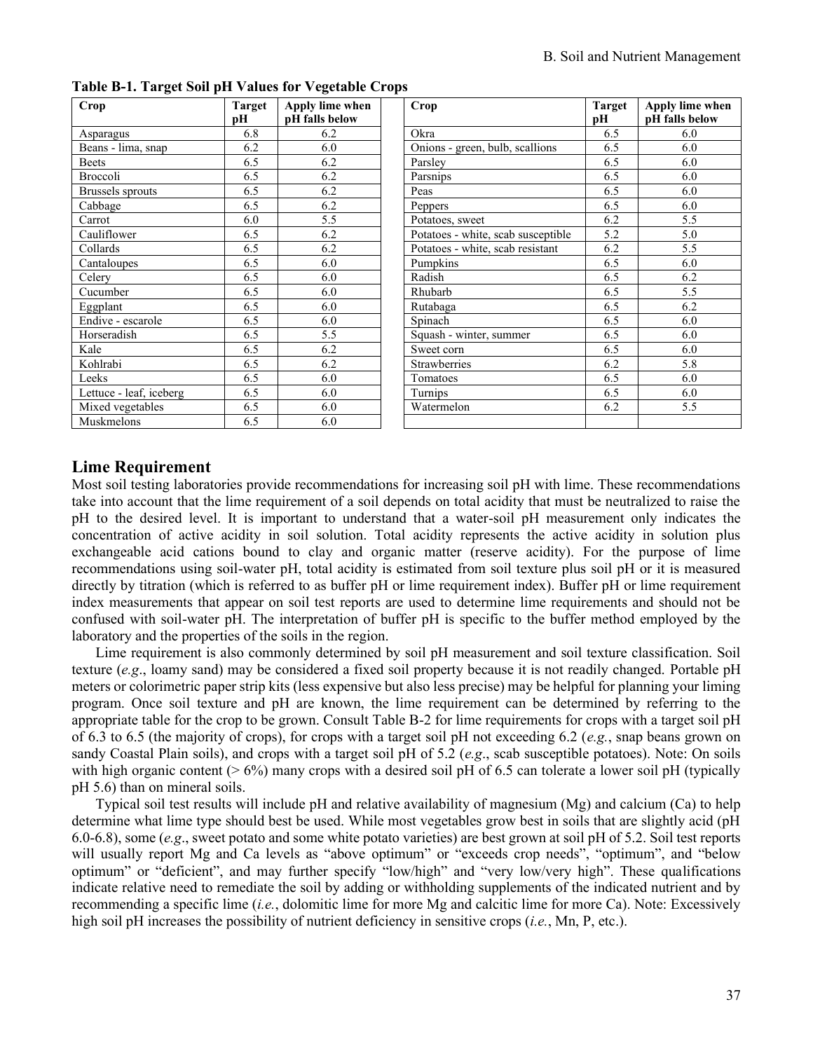**Table B-1. Target Soil pH Values for Vegetable Crops**

| Crop | Target pH | Apply lime when pH falls below | Crop | Target pH | Apply lime when pH falls below |
|---|---|---|---|---|---|
| Asparagus | 6.8 | 6.2 | Okra | 6.5 | 6.0 |
| Beans - lima, snap | 6.2 | 6.0 | Onions - green, bulb, scallions | 6.5 | 6.0 |
| Beets | 6.5 | 6.2 | Parsley | 6.5 | 6.0 |
| Broccoli | 6.5 | 6.2 | Parsnips | 6.5 | 6.0 |
| Brussels sprouts | 6.5 | 6.2 | Peas | 6.5 | 6.0 |
| Cabbage | 6.5 | 6.2 | Peppers | 6.5 | 6.0 |
| Carrot | 6.0 | 5.5 | Potatoes, sweet | 6.2 | 5.5 |
| Cauliflower | 6.5 | 6.2 | Potatoes - white, scab susceptible | 5.2 | 5.0 |
| Collards | 6.5 | 6.2 | Potatoes - white, scab resistant | 6.2 | 5.5 |
| Cantaloupes | 6.5 | 6.0 | Pumpkins | 6.5 | 6.0 |
| Celery | 6.5 | 6.0 | Radish | 6.5 | 6.2 |
| Cucumber | 6.5 | 6.0 | Rhubarb | 6.5 | 5.5 |
| Eggplant | 6.5 | 6.0 | Rutabaga | 6.5 | 6.2 |
| Endive - escarole | 6.5 | 6.0 | Spinach | 6.5 | 6.0 |
| Horseradish | 6.5 | 5.5 | Squash - winter, summer | 6.5 | 6.0 |
| Kale | 6.5 | 6.2 | Sweet corn | 6.5 | 6.0 |
| Kohlrabi | 6.5 | 6.2 | Strawberries | 6.2 | 5.8 |
| Leeks | 6.5 | 6.0 | Tomatoes | 6.5 | 6.0 |
| Lettuce - leaf, iceberg | 6.5 | 6.0 | Turnips | 6.5 | 6.0 |
| Mixed vegetables | 6.5 | 6.0 | Watermelon | 6.2 | 5.5 |
| Muskmelons | 6.5 | 6.0 | | | |

## Lime Requirement

Most soil testing laboratories provide recommendations for increasing soil pH with lime. These recommendations take into account that the lime requirement of a soil depends on total acidity that must be neutralized to raise the pH to the desired level. It is important to understand that a water-soil pH measurement only indicates the concentration of active acidity in soil solution. Total acidity represents the active acidity in solution plus exchangeable acid cations bound to clay and organic matter (reserve acidity). For the purpose of lime recommendations using soil-water pH, total acidity is estimated from soil texture plus soil pH or it is measured directly by titration (which is referred to as buffer pH or lime requirement index). Buffer pH or lime requirement index measurements that appear on soil test reports are used to determine lime requirements and should not be confused with soil-water pH. The interpretation of buffer pH is specific to the buffer method employed by the laboratory and the properties of the soils in the region.

Lime requirement is also commonly determined by soil pH measurement and soil texture classification. Soil texture (*e.g*., loamy sand) may be considered a fixed soil property because it is not readily changed. Portable pH meters or colorimetric paper strip kits (less expensive but also less precise) may be helpful for planning your liming program. Once soil texture and pH are known, the lime requirement can be determined by referring to the appropriate table for the crop to be grown. Consult Table B-2 for lime requirements for crops with a target soil pH of 6.3 to 6.5 (the majority of crops), for crops with a target soil pH not exceeding 6.2 (*e.g.*, snap beans grown on sandy Coastal Plain soils), and crops with a target soil pH of 5.2 (*e.g*., scab susceptible potatoes). Note: On soils with high organic content (> 6%) many crops with a desired soil pH of 6.5 can tolerate a lower soil pH (typically pH 5.6) than on mineral soils.

Typical soil test results will include pH and relative availability of magnesium (Mg) and calcium (Ca) to help determine what lime type should best be used. While most vegetables grow best in soils that are slightly acid (pH 6.0-6.8), some (*e.g*., sweet potato and some white potato varieties) are best grown at soil pH of 5.2. Soil test reports will usually report Mg and Ca levels as "above optimum" or "exceeds crop needs", "optimum", and "below optimum" or "deficient", and may further specify "low/high" and "very low/very high". These qualifications indicate relative need to remediate the soil by adding or withholding supplements of the indicated nutrient and by recommending a specific lime (*i.e.*, dolomitic lime for more Mg and calcitic lime for more Ca). Note: Excessively high soil pH increases the possibility of nutrient deficiency in sensitive crops (*i.e.*, Mn, P, etc.).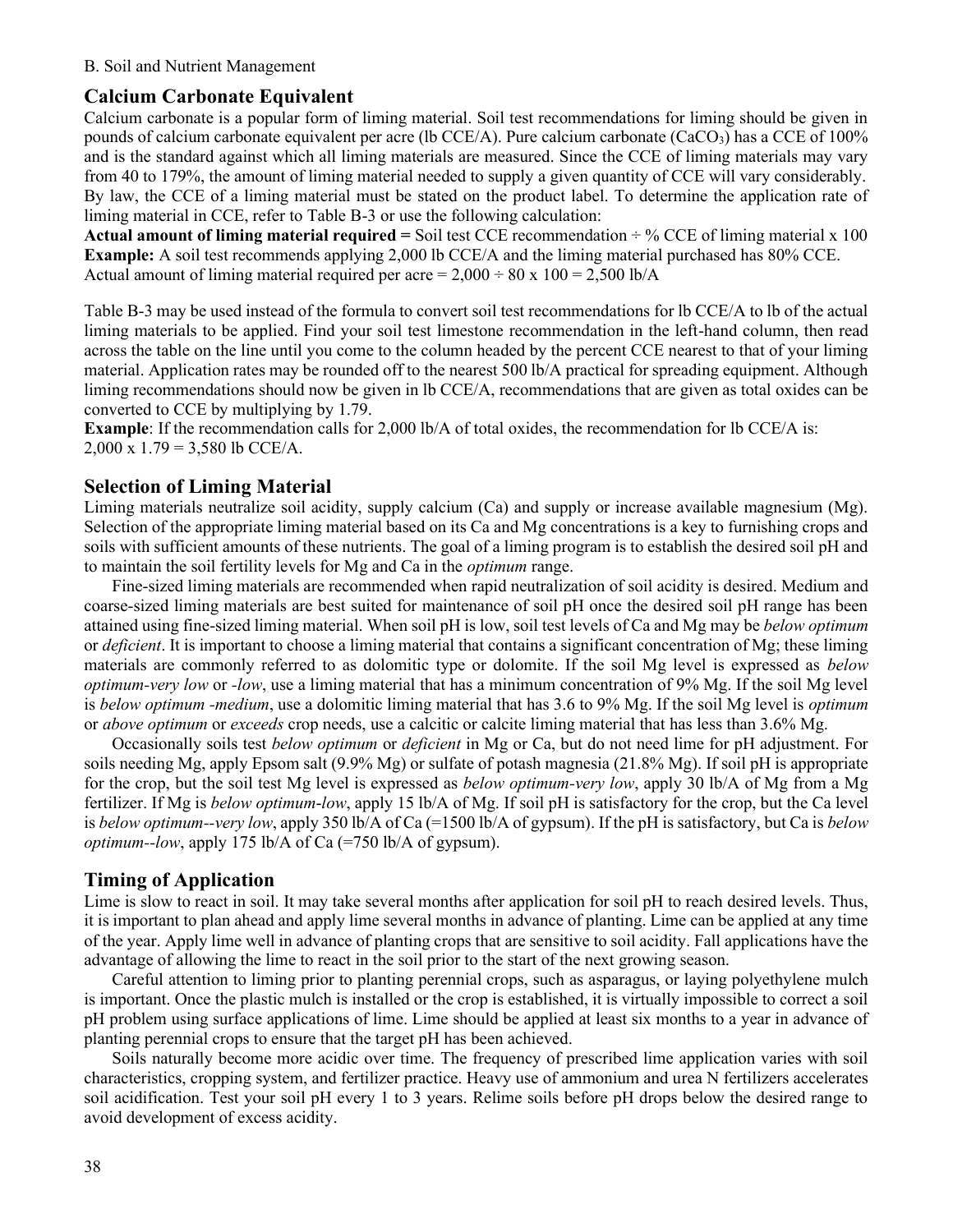## Calcium Carbonate Equivalent

Calcium carbonate is a popular form of liming material. Soil test recommendations for liming should be given in pounds of calcium carbonate equivalent per acre (lb CCE/A). Pure calcium carbonate ($CaCO_3$) has a CCE of 100% and is the standard against which all liming materials are measured. Since the CCE of liming materials may vary from 40 to 179%, the amount of liming material needed to supply a given quantity of CCE will vary considerably. By law, the CCE of a liming material must be stated on the product label. To determine the application rate of liming material in CCE, refer to Table B-3 or use the following calculation:

**Actual amount of liming material required =** Soil test CCE recommendation ÷ % CCE of liming material x 100

**Example:** A soil test recommends applying 2,000 lb CCE/A and the liming material purchased has 80% CCE. Actual amount of liming material required per acre = 2,000 ÷ 80 x 100 = 2,500 lb/A

Table B-3 may be used instead of the formula to convert soil test recommendations for lb CCE/A to lb of the actual liming materials to be applied. Find your soil test limestone recommendation in the left-hand column, then read across the table on the line until you come to the column headed by the percent CCE nearest to that of your liming material. Application rates may be rounded off to the nearest 500 lb/A practical for spreading equipment. Although liming recommendations should now be given in lb CCE/A, recommendations that are given as total oxides can be converted to CCE by multiplying by 1.79.

**Example**: If the recommendation calls for 2,000 lb/A of total oxides, the recommendation for lb CCE/A is: 2,000 x 1.79 = 3,580 lb CCE/A.

## Selection of Liming Material

Liming materials neutralize soil acidity, supply calcium (Ca) and supply or increase available magnesium (Mg). Selection of the appropriate liming material based on its Ca and Mg concentrations is a key to furnishing crops and soils with sufficient amounts of these nutrients. The goal of a liming program is to establish the desired soil pH and to maintain the soil fertility levels for Mg and Ca in the *optimum* range.

Fine-sized liming materials are recommended when rapid neutralization of soil acidity is desired. Medium and coarse-sized liming materials are best suited for maintenance of soil pH once the desired soil pH range has been attained using fine-sized liming material. When soil pH is low, soil test levels of Ca and Mg may be *below optimum* or *deficient*. It is important to choose a liming material that contains a significant concentration of Mg; these liming materials are commonly referred to as dolomitic type or dolomite. If the soil Mg level is expressed as *below optimum-very low* or *-low*, use a liming material that has a minimum concentration of 9% Mg. If the soil Mg level is *below optimum -medium*, use a dolomitic liming material that has 3.6 to 9% Mg. If the soil Mg level is *optimum* or *above optimum* or *exceeds* crop needs, use a calcitic or calcite liming material that has less than 3.6% Mg.

Occasionally soils test *below optimum* or *deficient* in Mg or Ca, but do not need lime for pH adjustment. For soils needing Mg, apply Epsom salt (9.9% Mg) or sulfate of potash magnesia (21.8% Mg). If soil pH is appropriate for the crop, but the soil test Mg level is expressed as *below optimum-very low*, apply 30 lb/A of Mg from a Mg fertilizer. If Mg is *below optimum-low*, apply 15 lb/A of Mg. If soil pH is satisfactory for the crop, but the Ca level is *below optimum--very low*, apply 350 lb/A of Ca (=1500 lb/A of gypsum). If the pH is satisfactory, but Ca is *below optimum--low*, apply 175 lb/A of Ca (=750 lb/A of gypsum).

## Timing of Application

Lime is slow to react in soil. It may take several months after application for soil pH to reach desired levels. Thus, it is important to plan ahead and apply lime several months in advance of planting. Lime can be applied at any time of the year. Apply lime well in advance of planting crops that are sensitive to soil acidity. Fall applications have the advantage of allowing the lime to react in the soil prior to the start of the next growing season.

Careful attention to liming prior to planting perennial crops, such as asparagus, or laying polyethylene mulch is important. Once the plastic mulch is installed or the crop is established, it is virtually impossible to correct a soil pH problem using surface applications of lime. Lime should be applied at least six months to a year in advance of planting perennial crops to ensure that the target pH has been achieved.

Soils naturally become more acidic over time. The frequency of prescribed lime application varies with soil characteristics, cropping system, and fertilizer practice. Heavy use of ammonium and urea N fertilizers accelerates soil acidification. Test your soil pH every 1 to 3 years. Relime soils before pH drops below the desired range to avoid development of excess acidity.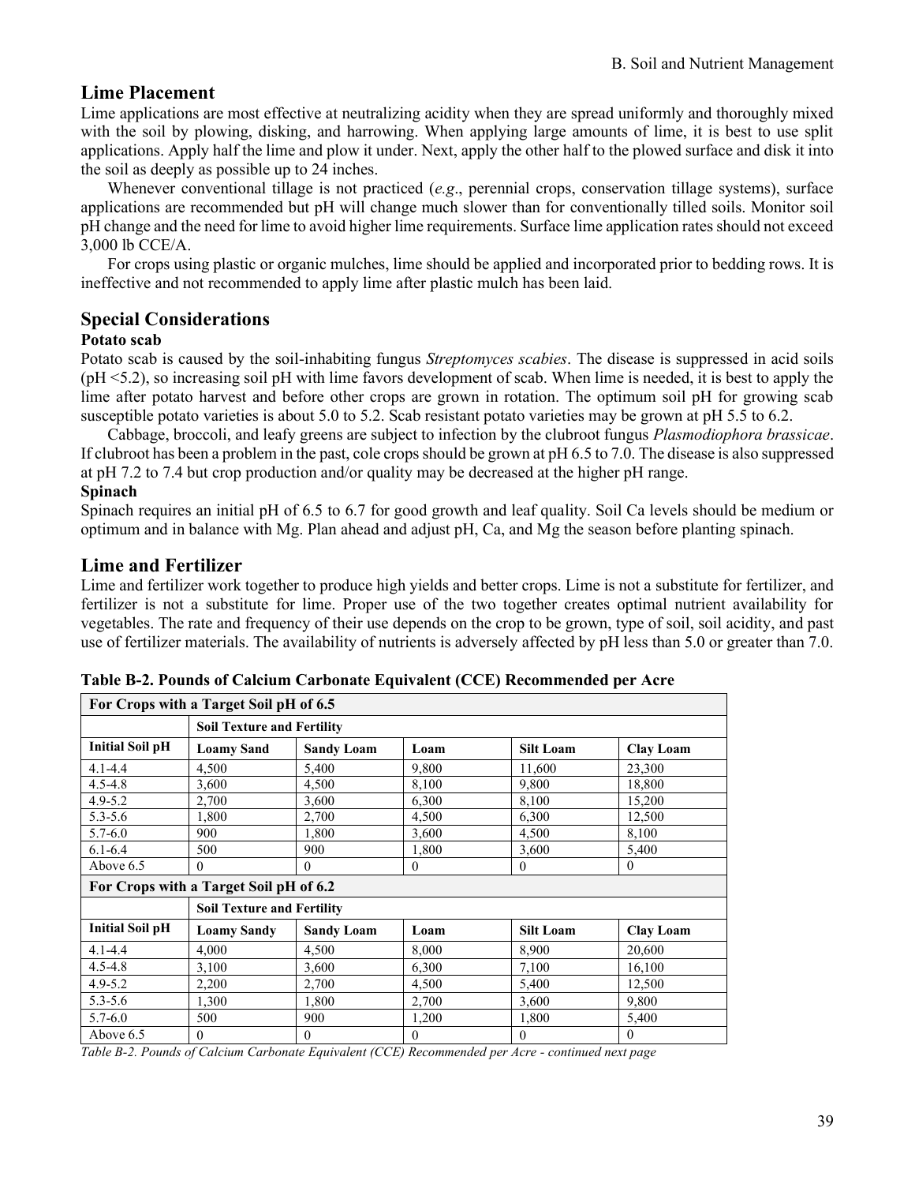## Lime Placement

Lime applications are most effective at neutralizing acidity when they are spread uniformly and thoroughly mixed with the soil by plowing, disking, and harrowing. When applying large amounts of lime, it is best to use split applications. Apply half the lime and plow it under. Next, apply the other half to the plowed surface and disk it into the soil as deeply as possible up to 24 inches.

Whenever conventional tillage is not practiced (*e.g*., perennial crops, conservation tillage systems), surface applications are recommended but pH will change much slower than for conventionally tilled soils. Monitor soil pH change and the need for lime to avoid higher lime requirements. Surface lime application rates should not exceed 3,000 lb CCE/A.

For crops using plastic or organic mulches, lime should be applied and incorporated prior to bedding rows. It is ineffective and not recommended to apply lime after plastic mulch has been laid.

## Special Considerations

### Potato scab

Potato scab is caused by the soil-inhabiting fungus *Streptomyces scabies*. The disease is suppressed in acid soils (pH <5.2), so increasing soil pH with lime favors development of scab. When lime is needed, it is best to apply the lime after potato harvest and before other crops are grown in rotation. The optimum soil pH for growing scab susceptible potato varieties is about 5.0 to 5.2. Scab resistant potato varieties may be grown at pH 5.5 to 6.2.

Cabbage, broccoli, and leafy greens are subject to infection by the clubroot fungus *Plasmodiophora brassicae*. If clubroot has been a problem in the past, cole crops should be grown at pH 6.5 to 7.0. The disease is also suppressed at pH 7.2 to 7.4 but crop production and/or quality may be decreased at the higher pH range.

### Spinach

Spinach requires an initial pH of 6.5 to 6.7 for good growth and leaf quality. Soil Ca levels should be medium or optimum and in balance with Mg. Plan ahead and adjust pH, Ca, and Mg the season before planting spinach.

## Lime and Fertilizer

Lime and fertilizer work together to produce high yields and better crops. Lime is not a substitute for fertilizer, and fertilizer is not a substitute for lime. Proper use of the two together creates optimal nutrient availability for vegetables. The rate and frequency of their use depends on the crop to be grown, type of soil, soil acidity, and past use of fertilizer materials. The availability of nutrients is adversely affected by pH less than 5.0 or greater than 7.0.

**Table B-2. Pounds of Calcium Carbonate Equivalent (CCE) Recommended per Acre**

| **For Crops with a Target Soil pH of 6.5** | | | | | |
|---|---|---|---|---|---|
| | **Soil Texture and Fertility** | | | | |
| **Initial Soil pH** | **Loamy Sand** | **Sandy Loam** | **Loam** | **Silt Loam** | **Clay Loam** |
| 4.1-4.4 | 4,500 | 5,400 | 9,800 | 11,600 | 23,300 |
| 4.5-4.8 | 3,600 | 4,500 | 8,100 | 9,800 | 18,800 |
| 4.9-5.2 | 2,700 | 3,600 | 6,300 | 8,100 | 15,200 |
| 5.3-5.6 | 1,800 | 2,700 | 4,500 | 6,300 | 12,500 |
| 5.7-6.0 | 900 | 1,800 | 3,600 | 4,500 | 8,100 |
| 6.1-6.4 | 500 | 900 | 1,800 | 3,600 | 5,400 |
| Above 6.5 | 0 | 0 | 0 | 0 | 0 |
| **For Crops with a Target Soil pH of 6.2** | | | | | |
| | **Soil Texture and Fertility** | | | | |
| **Initial Soil pH** | **Loamy Sandy** | **Sandy Loam** | **Loam** | **Silt Loam** | **Clay Loam** |
| 4.1-4.4 | 4,000 | 4,500 | 8,000 | 8,900 | 20,600 |
| 4.5-4.8 | 3,100 | 3,600 | 6,300 | 7,100 | 16,100 |
| 4.9-5.2 | 2,200 | 2,700 | 4,500 | 5,400 | 12,500 |
| 5.3-5.6 | 1,300 | 1,800 | 2,700 | 3,600 | 9,800 |
| 5.7-6.0 | 500 | 900 | 1,200 | 1,800 | 5,400 |
| Above 6.5 | 0 | 0 | 0 | 0 | 0 |

*Table B-2. Pounds of Calcium Carbonate Equivalent (CCE) Recommended per Acre - continued next page*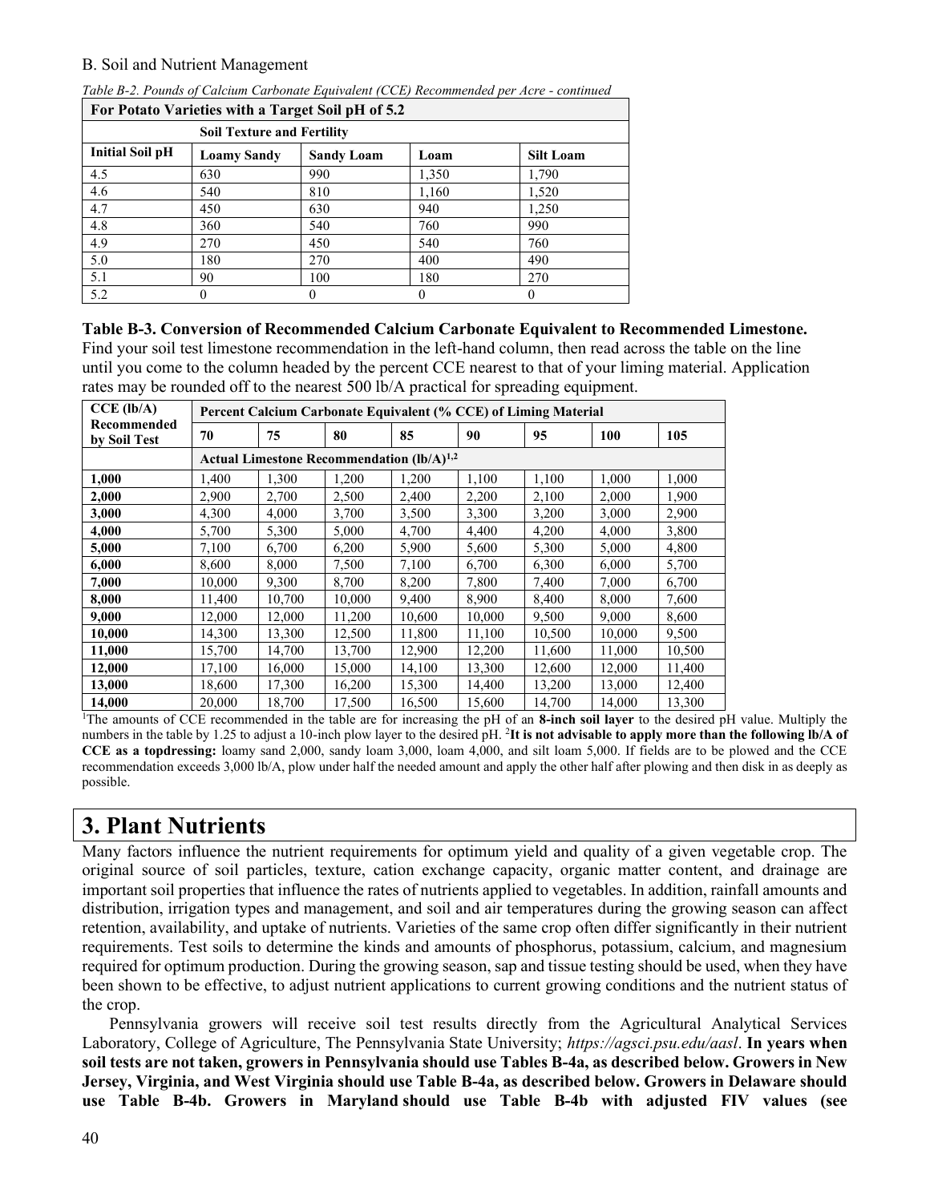B. Soil and Nutrient Management

*Table B-2. Pounds of Calcium Carbonate Equivalent (CCE) Recommended per Acre - continued*

| For Potato Varieties with a Target Soil pH of 5.2 | | | | |
|---|---|---|---|---|
| | **Soil Texture and Fertility** | | | |
| **Initial Soil pH** | **Loamy Sandy** | **Sandy Loam** | **Loam** | **Silt Loam** |
| 4.5 | 630 | 990 | 1,350 | 1,790 |
| 4.6 | 540 | 810 | 1,160 | 1,520 |
| 4.7 | 450 | 630 | 940 | 1,250 |
| 4.8 | 360 | 540 | 760 | 990 |
| 4.9 | 270 | 450 | 540 | 760 |
| 5.0 | 180 | 270 | 400 | 490 |
| 5.1 | 90 | 100 | 180 | 270 |
| 5.2 | 0 | 0 | 0 | 0 |

**Table B-3. Conversion of Recommended Calcium Carbonate Equivalent to Recommended Limestone.** Find your soil test limestone recommendation in the left-hand column, then read across the table on the line until you come to the column headed by the percent CCE nearest to that of your liming material. Application rates may be rounded off to the nearest 500 lb/A practical for spreading equipment.

| CCE (lb/A) Recommended by Soil Test | Percent Calcium Carbonate Equivalent (% CCE) of Liming Material | | | | | | | |
|---|---|---|---|---|---|---|---|---|
| | **70** | **75** | **80** | **85** | **90** | **95** | **100** | **105** |
| | **Actual Limestone Recommendation (lb/A)[1,2]** | | | | | | | |
| **1,000** | 1,400 | 1,300 | 1,200 | 1,200 | 1,100 | 1,100 | 1,000 | 1,000 |
| **2,000** | 2,900 | 2,700 | 2,500 | 2,400 | 2,200 | 2,100 | 2,000 | 1,900 |
| **3,000** | 4,300 | 4,000 | 3,700 | 3,500 | 3,300 | 3,200 | 3,000 | 2,900 |
| **4,000** | 5,700 | 5,300 | 5,000 | 4,700 | 4,400 | 4,200 | 4,000 | 3,800 |
| **5,000** | 7,100 | 6,700 | 6,200 | 5,900 | 5,600 | 5,300 | 5,000 | 4,800 |
| **6,000** | 8,600 | 8,000 | 7,500 | 7,100 | 6,700 | 6,300 | 6,000 | 5,700 |
| **7,000** | 10,000 | 9,300 | 8,700 | 8,200 | 7,800 | 7,400 | 7,000 | 6,700 |
| **8,000** | 11,400 | 10,700 | 10,000 | 9,400 | 8,900 | 8,400 | 8,000 | 7,600 |
| **9,000** | 12,000 | 12,000 | 11,200 | 10,600 | 10,000 | 9,500 | 9,000 | 8,600 |
| **10,000** | 14,300 | 13,300 | 12,500 | 11,800 | 11,100 | 10,500 | 10,000 | 9,500 |
| **11,000** | 15,700 | 14,700 | 13,700 | 12,900 | 12,200 | 11,600 | 11,000 | 10,500 |
| **12,000** | 17,100 | 16,000 | 15,000 | 14,100 | 13,300 | 12,600 | 12,000 | 11,400 |
| **13,000** | 18,600 | 17,300 | 16,200 | 15,300 | 14,400 | 13,200 | 13,000 | 12,400 |
| **14,000** | 20,000 | 18,700 | 17,500 | 16,500 | 15,600 | 14,700 | 14,000 | 13,300 |

[1]The amounts of CCE recommended in the table are for increasing the pH of an **8-inch soil layer** to the desired pH value. Multiply the numbers in the table by 1.25 to adjust a 10-inch plow layer to the desired pH. [2]**It is not advisable to apply more than the following lb/A of CCE as a topdressing:** loamy sand 2,000, sandy loam 3,000, loam 4,000, and silt loam 5,000. If fields are to be plowed and the CCE recommendation exceeds 3,000 lb/A, plow under half the needed amount and apply the other half after plowing and then disk in as deeply as possible.

# 3. Plant Nutrients

Many factors influence the nutrient requirements for optimum yield and quality of a given vegetable crop. The original source of soil particles, texture, cation exchange capacity, organic matter content, and drainage are important soil properties that influence the rates of nutrients applied to vegetables. In addition, rainfall amounts and distribution, irrigation types and management, and soil and air temperatures during the growing season can affect retention, availability, and uptake of nutrients. Varieties of the same crop often differ significantly in their nutrient requirements. Test soils to determine the kinds and amounts of phosphorus, potassium, calcium, and magnesium required for optimum production. During the growing season, sap and tissue testing should be used, when they have been shown to be effective, to adjust nutrient applications to current growing conditions and the nutrient status of the crop.

Pennsylvania growers will receive soil test results directly from the Agricultural Analytical Services Laboratory, College of Agriculture, The Pennsylvania State University; *https://agsci.psu.edu/aasl*. **In years when soil tests are not taken, growers in Pennsylvania should use Tables B-4a, as described below. Growers in New Jersey, Virginia, and West Virginia should use Table B-4a, as described below. Growers in Delaware should use Table B-4b. Growers in Maryland should use Table B-4b with adjusted FIV values (see**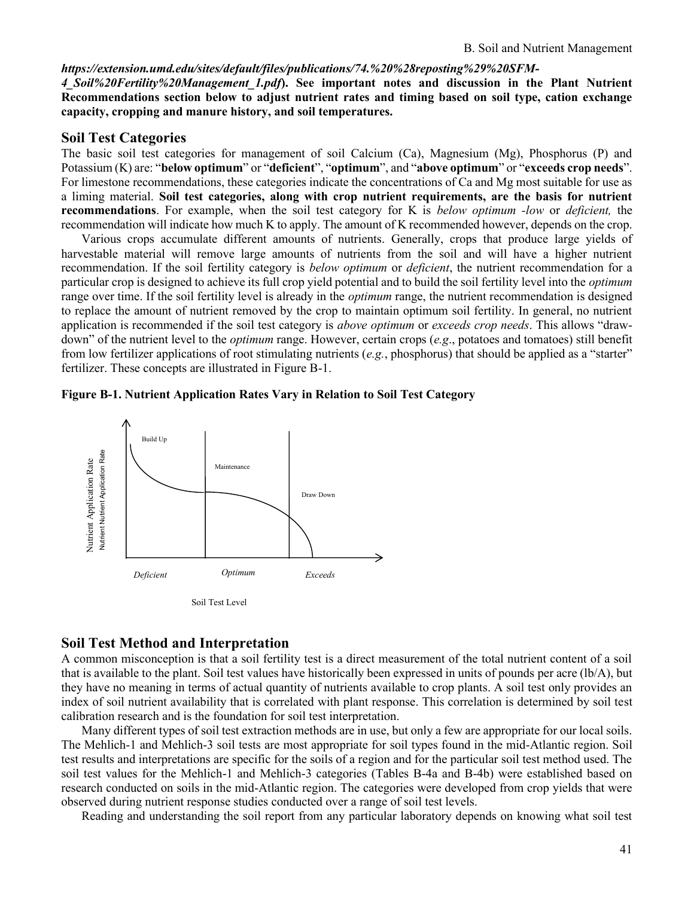***https://extension.umd.edu/sites/default/files/publications/74.%20%28reposting%29%20SFM-4_Soil%20Fertility%20Management_1.pdf*). See important notes and discussion in the Plant Nutrient Recommendations section below to adjust nutrient rates and timing based on soil type, cation exchange capacity, cropping and manure history, and soil temperatures.**

## Soil Test Categories

The basic soil test categories for management of soil Calcium (Ca), Magnesium (Mg), Phosphorus (P) and Potassium (K) are: "**below optimum**" or "**deficient**", "**optimum**", and "**above optimum**" or "**exceeds crop needs**". For limestone recommendations, these categories indicate the concentrations of Ca and Mg most suitable for use as a liming material. **Soil test categories, along with crop nutrient requirements, are the basis for nutrient recommendations**. For example, when the soil test category for K is *below optimum -low* or *deficient,* the recommendation will indicate how much K to apply. The amount of K recommended however, depends on the crop.

Various crops accumulate different amounts of nutrients. Generally, crops that produce large yields of harvestable material will remove large amounts of nutrients from the soil and will have a higher nutrient recommendation. If the soil fertility category is *below optimum* or *deficient*, the nutrient recommendation for a particular crop is designed to achieve its full crop yield potential and to build the soil fertility level into the *optimum* range over time. If the soil fertility level is already in the *optimum* range, the nutrient recommendation is designed to replace the amount of nutrient removed by the crop to maintain optimum soil fertility. In general, no nutrient application is recommended if the soil test category is *above optimum* or *exceeds crop needs*. This allows "draw-down" of the nutrient level to the *optimum* range. However, certain crops (*e.g*., potatoes and tomatoes) still benefit from low fertilizer applications of root stimulating nutrients (*e.g.*, phosphorus) that should be applied as a "starter" fertilizer. These concepts are illustrated in Figure B-1.

**Figure B-1. Nutrient Application Rates Vary in Relation to Soil Test Category**

Build Up | Maintenance | Draw Down

Nutrient Application Rate

*Deficient* | *Optimum* | *Exceeds*

Soil Test Level

## Soil Test Method and Interpretation

A common misconception is that a soil fertility test is a direct measurement of the total nutrient content of a soil that is available to the plant. Soil test values have historically been expressed in units of pounds per acre (lb/A), but they have no meaning in terms of actual quantity of nutrients available to crop plants. A soil test only provides an index of soil nutrient availability that is correlated with plant response. This correlation is determined by soil test calibration research and is the foundation for soil test interpretation.

Many different types of soil test extraction methods are in use, but only a few are appropriate for our local soils. The Mehlich-1 and Mehlich-3 soil tests are most appropriate for soil types found in the mid-Atlantic region. Soil test results and interpretations are specific for the soils of a region and for the particular soil test method used. The soil test values for the Mehlich-1 and Mehlich-3 categories (Tables B-4a and B-4b) were established based on research conducted on soils in the mid-Atlantic region. The categories were developed from crop yields that were observed during nutrient response studies conducted over a range of soil test levels.

Reading and understanding the soil report from any particular laboratory depends on knowing what soil test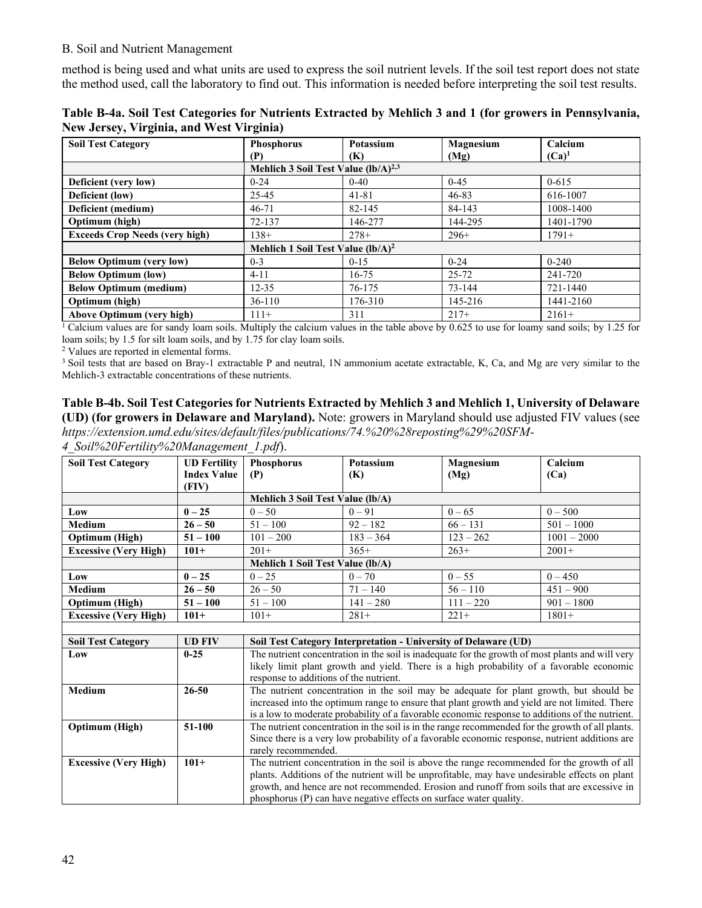method is being used and what units are used to express the soil nutrient levels. If the soil test report does not state the method used, call the laboratory to find out. This information is needed before interpreting the soil test results.

**Table B-4a. Soil Test Categories for Nutrients Extracted by Mehlich 3 and 1 (for growers in Pennsylvania, New Jersey, Virginia, and West Virginia)**

| Soil Test Category | Phosphorus (P) | Potassium (K) | Magnesium (Mg) | Calcium (Ca)[1] |
|---|---|---|---|---|
| | Mehlich 3 Soil Test Value (lb/A)[2,3] | | | |
| **Deficient (very low)** | 0-24 | 0-40 | 0-45 | 0-615 |
| **Deficient (low)** | 25-45 | 41-81 | 46-83 | 616-1007 |
| **Deficient (medium)** | 46-71 | 82-145 | 84-143 | 1008-1400 |
| **Optimum (high)** | 72-137 | 146-277 | 144-295 | 1401-1790 |
| **Exceeds Crop Needs (very high)** | 138+ | 278+ | 296+ | 1791+ |
| | Mehlich 1 Soil Test Value (lb/A)[2] | | | |
| **Below Optimum (very low)** | 0-3 | 0-15 | 0-24 | 0-240 |
| **Below Optimum (low)** | 4-11 | 16-75 | 25-72 | 241-720 |
| **Below Optimum (medium)** | 12-35 | 76-175 | 73-144 | 721-1440 |
| **Optimum (high)** | 36-110 | 176-310 | 145-216 | 1441-2160 |
| **Above Optimum (very high)** | 111+ | 311 | 217+ | 2161+ |

[1] Calcium values are for sandy loam soils. Multiply the calcium values in the table above by 0.625 to use for loamy sand soils; by 1.25 for loam soils; by 1.5 for silt loam soils, and by 1.75 for clay loam soils.

[2] Values are reported in elemental forms.

[3] Soil tests that are based on Bray-1 extractable P and neutral, 1N ammonium acetate extractable, K, Ca, and Mg are very similar to the Mehlich-3 extractable concentrations of these nutrients.

**Table B-4b. Soil Test Categories for Nutrients Extracted by Mehlich 3 and Mehlich 1, University of Delaware (UD) (for growers in Delaware and Maryland).** Note: growers in Maryland should use adjusted FIV values (see *https://extension.umd.edu/sites/default/files/publications/74.%20%28reposting%29%20SFM-4_Soil%20Fertility%20Management_1.pdf*).

| Soil Test Category | UD Fertility Index Value (FIV) | Phosphorus (P) | Potassium (K) | Magnesium (Mg) | Calcium (Ca) |
|---|---|---|---|---|---|
| | | Mehlich 3 Soil Test Value (lb/A) | | | |
| **Low** | **0 – 25** | 0 – 50 | 0 – 91 | 0 – 65 | 0 – 500 |
| **Medium** | **26 – 50** | 51 – 100 | 92 – 182 | 66 – 131 | 501 – 1000 |
| **Optimum (High)** | **51 – 100** | 101 – 200 | 183 – 364 | 123 – 262 | 1001 – 2000 |
| **Excessive (Very High)** | **101+** | 201+ | 365+ | 263+ | 2001+ |
| | | Mehlich 1 Soil Test Value (lb/A) | | | |
| **Low** | **0 – 25** | 0 – 25 | 0 – 70 | 0 – 55 | 0 – 450 |
| **Medium** | **26 – 50** | 26 – 50 | 71 – 140 | 56 – 110 | 451 – 900 |
| **Optimum (High)** | **51 – 100** | 51 – 100 | 141 – 280 | 111 – 220 | 901 – 1800 |
| **Excessive (Very High)** | **101+** | 101+ | 281+ | 221+ | 1801+ |

| Soil Test Category | UD FIV | Soil Test Category Interpretation - University of Delaware (UD) |
|---|---|---|
| **Low** | **0-25** | The nutrient concentration in the soil is inadequate for the growth of most plants and will very likely limit plant growth and yield. There is a high probability of a favorable economic response to additions of the nutrient. |
| **Medium** | **26-50** | The nutrient concentration in the soil may be adequate for plant growth, but should be increased into the optimum range to ensure that plant growth and yield are not limited. There is a low to moderate probability of a favorable economic response to additions of the nutrient. |
| **Optimum (High)** | **51-100** | The nutrient concentration in the soil is in the range recommended for the growth of all plants. Since there is a very low probability of a favorable economic response, nutrient additions are rarely recommended. |
| **Excessive (Very High)** | **101+** | The nutrient concentration in the soil is above the range recommended for the growth of all plants. Additions of the nutrient will be unprofitable, may have undesirable effects on plant growth, and hence are not recommended. Erosion and runoff from soils that are excessive in phosphorus (P) can have negative effects on surface water quality. |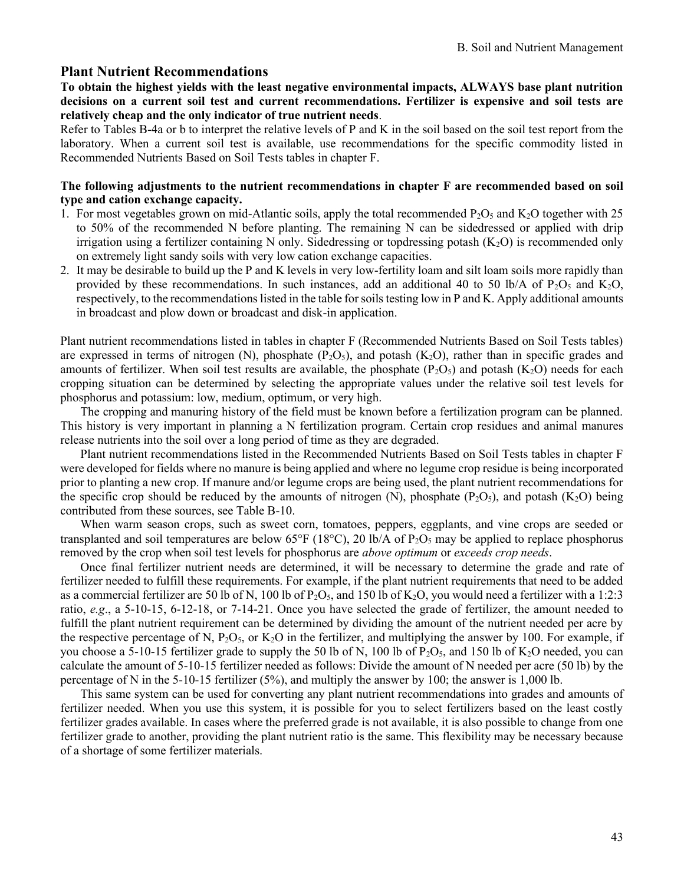## Plant Nutrient Recommendations

**To obtain the highest yields with the least negative environmental impacts, ALWAYS base plant nutrition decisions on a current soil test and current recommendations. Fertilizer is expensive and soil tests are relatively cheap and the only indicator of true nutrient needs**.

Refer to Tables B-4a or b to interpret the relative levels of P and K in the soil based on the soil test report from the laboratory. When a current soil test is available, use recommendations for the specific commodity listed in Recommended Nutrients Based on Soil Tests tables in chapter F.

**The following adjustments to the nutrient recommendations in chapter F are recommended based on soil type and cation exchange capacity.**

1. For most vegetables grown on mid-Atlantic soils, apply the total recommended $P_2O_5$ and $K_2O$ together with 25 to 50% of the recommended N before planting. The remaining N can be sidedressed or applied with drip irrigation using a fertilizer containing N only. Sidedressing or topdressing potash ($K_2O$) is recommended only on extremely light sandy soils with very low cation exchange capacities.
2. It may be desirable to build up the P and K levels in very low-fertility loam and silt loam soils more rapidly than provided by these recommendations. In such instances, add an additional 40 to 50 lb/A of $P_2O_5$ and $K_2O$, respectively, to the recommendations listed in the table for soils testing low in P and K. Apply additional amounts in broadcast and plow down or broadcast and disk-in application.

Plant nutrient recommendations listed in tables in chapter F (Recommended Nutrients Based on Soil Tests tables) are expressed in terms of nitrogen (N), phosphate ($P_2O_5$), and potash ($K_2O$), rather than in specific grades and amounts of fertilizer. When soil test results are available, the phosphate ($P_2O_5$) and potash ($K_2O$) needs for each cropping situation can be determined by selecting the appropriate values under the relative soil test levels for phosphorus and potassium: low, medium, optimum, or very high.

The cropping and manuring history of the field must be known before a fertilization program can be planned. This history is very important in planning a N fertilization program. Certain crop residues and animal manures release nutrients into the soil over a long period of time as they are degraded.

Plant nutrient recommendations listed in the Recommended Nutrients Based on Soil Tests tables in chapter F were developed for fields where no manure is being applied and where no legume crop residue is being incorporated prior to planting a new crop. If manure and/or legume crops are being used, the plant nutrient recommendations for the specific crop should be reduced by the amounts of nitrogen (N), phosphate ($P_2O_5$), and potash ($K_2O$) being contributed from these sources, see Table B-10.

When warm season crops, such as sweet corn, tomatoes, peppers, eggplants, and vine crops are seeded or transplanted and soil temperatures are below 65°F (18°C), 20 lb/A of $P_2O_5$ may be applied to replace phosphorus removed by the crop when soil test levels for phosphorus are *above optimum* or *exceeds crop needs*.

Once final fertilizer nutrient needs are determined, it will be necessary to determine the grade and rate of fertilizer needed to fulfill these requirements. For example, if the plant nutrient requirements that need to be added as a commercial fertilizer are 50 lb of N, 100 lb of $P_2O_5$, and 150 lb of $K_2O$, you would need a fertilizer with a 1:2:3 ratio, *e.g*., a 5-10-15, 6-12-18, or 7-14-21. Once you have selected the grade of fertilizer, the amount needed to fulfill the plant nutrient requirement can be determined by dividing the amount of the nutrient needed per acre by the respective percentage of N, $P_2O_5$, or $K_2O$ in the fertilizer, and multiplying the answer by 100. For example, if you choose a 5-10-15 fertilizer grade to supply the 50 lb of N, 100 lb of $P_2O_5$, and 150 lb of $K_2O$ needed, you can calculate the amount of 5-10-15 fertilizer needed as follows: Divide the amount of N needed per acre (50 lb) by the percentage of N in the 5-10-15 fertilizer (5%), and multiply the answer by 100; the answer is 1,000 lb.

This same system can be used for converting any plant nutrient recommendations into grades and amounts of fertilizer needed. When you use this system, it is possible for you to select fertilizers based on the least costly fertilizer grades available. In cases where the preferred grade is not available, it is also possible to change from one fertilizer grade to another, providing the plant nutrient ratio is the same. This flexibility may be necessary because of a shortage of some fertilizer materials.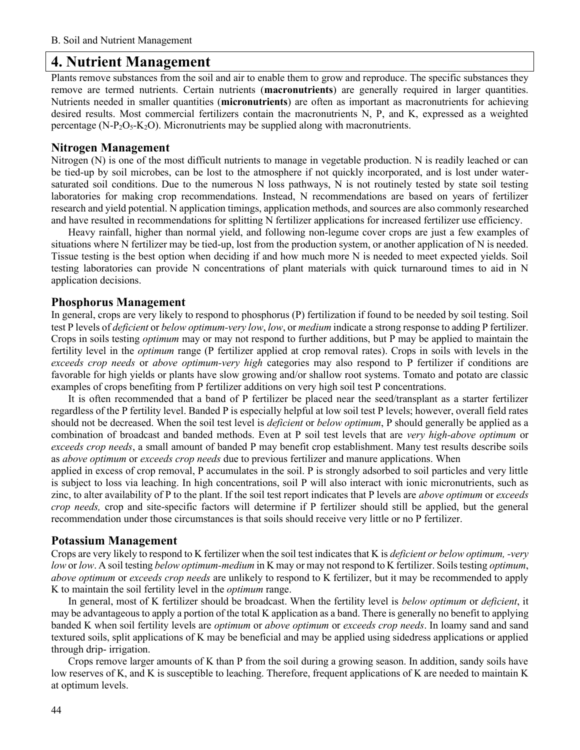# 4. Nutrient Management

Plants remove substances from the soil and air to enable them to grow and reproduce. The specific substances they remove are termed nutrients. Certain nutrients (**macronutrients**) are generally required in larger quantities. Nutrients needed in smaller quantities (**micronutrients**) are often as important as macronutrients for achieving desired results. Most commercial fertilizers contain the macronutrients N, P, and K, expressed as a weighted percentage (N-$P_2O_5$-$K_2O$). Micronutrients may be supplied along with macronutrients.

## Nitrogen Management

Nitrogen (N) is one of the most difficult nutrients to manage in vegetable production. N is readily leached or can be tied-up by soil microbes, can be lost to the atmosphere if not quickly incorporated, and is lost under water-saturated soil conditions. Due to the numerous N loss pathways, N is not routinely tested by state soil testing laboratories for making crop recommendations. Instead, N recommendations are based on years of fertilizer research and yield potential. N application timings, application methods, and sources are also commonly researched and have resulted in recommendations for splitting N fertilizer applications for increased fertilizer use efficiency.

Heavy rainfall, higher than normal yield, and following non-legume cover crops are just a few examples of situations where N fertilizer may be tied-up, lost from the production system, or another application of N is needed. Tissue testing is the best option when deciding if and how much more N is needed to meet expected yields. Soil testing laboratories can provide N concentrations of plant materials with quick turnaround times to aid in N application decisions.

## Phosphorus Management

In general, crops are very likely to respond to phosphorus (P) fertilization if found to be needed by soil testing. Soil test P levels of *deficient* or *below optimum-very low*, *low*, or *medium* indicate a strong response to adding P fertilizer. Crops in soils testing *optimum* may or may not respond to further additions, but P may be applied to maintain the fertility level in the *optimum* range (P fertilizer applied at crop removal rates). Crops in soils with levels in the *exceeds crop needs* or *above optimum-very high* categories may also respond to P fertilizer if conditions are favorable for high yields or plants have slow growing and/or shallow root systems. Tomato and potato are classic examples of crops benefiting from P fertilizer additions on very high soil test P concentrations.

It is often recommended that a band of P fertilizer be placed near the seed/transplant as a starter fertilizer regardless of the P fertility level. Banded P is especially helpful at low soil test P levels; however, overall field rates should not be decreased. When the soil test level is *deficient* or *below optimum*, P should generally be applied as a combination of broadcast and banded methods. Even at P soil test levels that are *very high-above optimum* or *exceeds crop needs*, a small amount of banded P may benefit crop establishment. Many test results describe soils as *above optimum* or *exceeds crop needs* due to previous fertilizer and manure applications. When applied in excess of crop removal, P accumulates in the soil. P is strongly adsorbed to soil particles and very little is subject to loss via leaching. In high concentrations, soil P will also interact with ionic micronutrients, such as zinc, to alter availability of P to the plant. If the soil test report indicates that P levels are *above optimum* or *exceeds crop needs,* crop and site-specific factors will determine if P fertilizer should still be applied, but the general recommendation under those circumstances is that soils should receive very little or no P fertilizer.

## Potassium Management

Crops are very likely to respond to K fertilizer when the soil test indicates that K is *deficient or below optimum, -very low* or *low*. A soil testing *below optimum-medium* in K may or may not respond to K fertilizer. Soils testing *optimum*, *above optimum* or *exceeds crop needs* are unlikely to respond to K fertilizer, but it may be recommended to apply K to maintain the soil fertility level in the *optimum* range.

In general, most of K fertilizer should be broadcast. When the fertility level is *below optimum* or *deficient*, it may be advantageous to apply a portion of the total K application as a band. There is generally no benefit to applying banded K when soil fertility levels are *optimum* or *above optimum* or *exceeds crop needs*. In loamy sand and sand textured soils, split applications of K may be beneficial and may be applied using sidedress applications or applied through drip- irrigation.

Crops remove larger amounts of K than P from the soil during a growing season. In addition, sandy soils have low reserves of K, and K is susceptible to leaching. Therefore, frequent applications of K are needed to maintain K at optimum levels.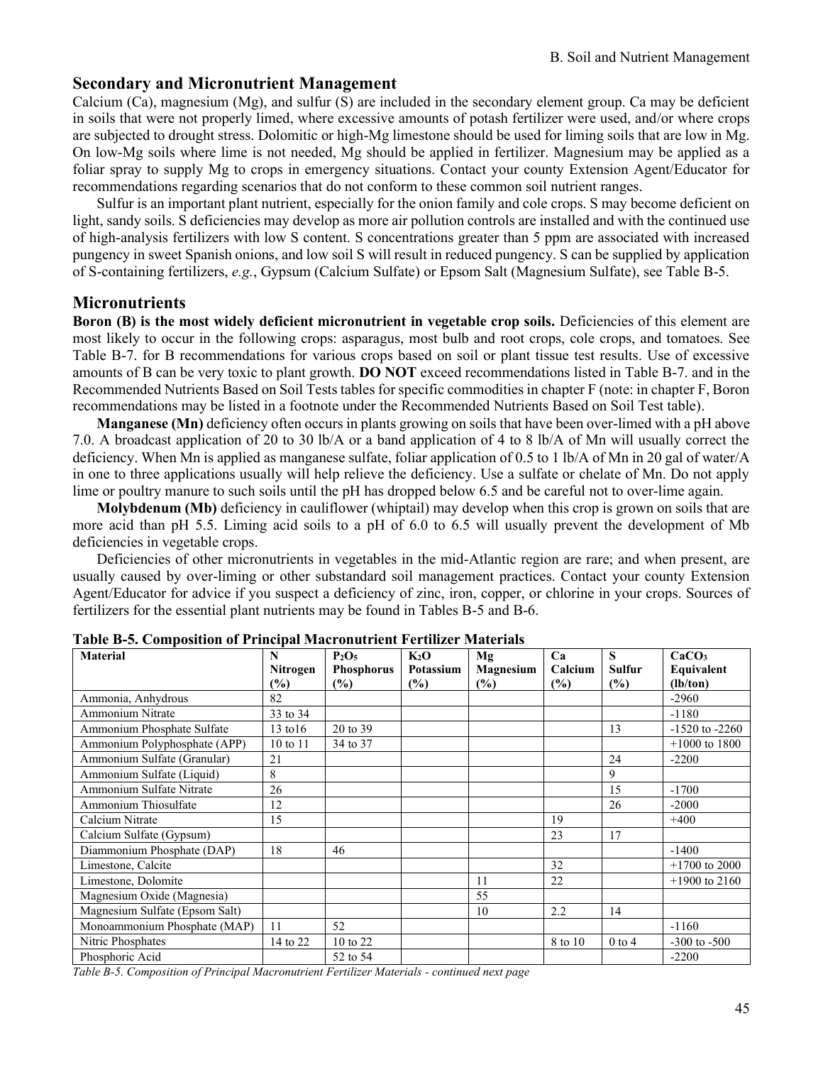## Secondary and Micronutrient Management

Calcium (Ca), magnesium (Mg), and sulfur (S) are included in the secondary element group. Ca may be deficient in soils that were not properly limed, where excessive amounts of potash fertilizer were used, and/or where crops are subjected to drought stress. Dolomitic or high-Mg limestone should be used for liming soils that are low in Mg. On low-Mg soils where lime is not needed, Mg should be applied in fertilizer. Magnesium may be applied as a foliar spray to supply Mg to crops in emergency situations. Contact your county Extension Agent/Educator for recommendations regarding scenarios that do not conform to these common soil nutrient ranges.

Sulfur is an important plant nutrient, especially for the onion family and cole crops. S may become deficient on light, sandy soils. S deficiencies may develop as more air pollution controls are installed and with the continued use of high-analysis fertilizers with low S content. S concentrations greater than 5 ppm are associated with increased pungency in sweet Spanish onions, and low soil S will result in reduced pungency. S can be supplied by application of S-containing fertilizers, *e.g.*, Gypsum (Calcium Sulfate) or Epsom Salt (Magnesium Sulfate), see Table B-5.

## Micronutrients

**Boron (B) is the most widely deficient micronutrient in vegetable crop soils.** Deficiencies of this element are most likely to occur in the following crops: asparagus, most bulb and root crops, cole crops, and tomatoes. See Table B-7. for B recommendations for various crops based on soil or plant tissue test results. Use of excessive amounts of B can be very toxic to plant growth. **DO NOT** exceed recommendations listed in Table B-7. and in the Recommended Nutrients Based on Soil Tests tables for specific commodities in chapter F (note: in chapter F, Boron recommendations may be listed in a footnote under the Recommended Nutrients Based on Soil Test table).

**Manganese (Mn)** deficiency often occurs in plants growing on soils that have been over-limed with a pH above 7.0. A broadcast application of 20 to 30 lb/A or a band application of 4 to 8 lb/A of Mn will usually correct the deficiency. When Mn is applied as manganese sulfate, foliar application of 0.5 to 1 lb/A of Mn in 20 gal of water/A in one to three applications usually will help relieve the deficiency. Use a sulfate or chelate of Mn. Do not apply lime or poultry manure to such soils until the pH has dropped below 6.5 and be careful not to over-lime again.

**Molybdenum (Mb)** deficiency in cauliflower (whiptail) may develop when this crop is grown on soils that are more acid than pH 5.5. Liming acid soils to a pH of 6.0 to 6.5 will usually prevent the development of Mb deficiencies in vegetable crops.

Deficiencies of other micronutrients in vegetables in the mid-Atlantic region are rare; and when present, are usually caused by over-liming or other substandard soil management practices. Contact your county Extension Agent/Educator for advice if you suspect a deficiency of zinc, iron, copper, or chlorine in your crops. Sources of fertilizers for the essential plant nutrients may be found in Tables B-5 and B-6.

**Table B-5. Composition of Principal Macronutrient Fertilizer Materials**

| Material | N Nitrogen (%) | $P_2O_5$ Phosphorus (%) | $K_2O$ Potassium (%) | Mg Magnesium (%) | Ca Calcium (%) | S Sulfur (%) | $CaCO_3$ Equivalent (lb/ton) |
|---|---|---|---|---|---|---|---|
| Ammonia, Anhydrous | 82 | | | | | | -2960 |
| Ammonium Nitrate | 33 to 34 | | | | | | -1180 |
| Ammonium Phosphate Sulfate | 13 to16 | 20 to 39 | | | | 13 | -1520 to -2260 |
| Ammonium Polyphosphate (APP) | 10 to 11 | 34 to 37 | | | | | +1000 to 1800 |
| Ammonium Sulfate (Granular) | 21 | | | | | 24 | -2200 |
| Ammonium Sulfate (Liquid) | 8 | | | | | 9 | |
| Ammonium Sulfate Nitrate | 26 | | | | | 15 | -1700 |
| Ammonium Thiosulfate | 12 | | | | | 26 | -2000 |
| Calcium Nitrate | 15 | | | | 19 | | +400 |
| Calcium Sulfate (Gypsum) | | | | | 23 | 17 | |
| Diammonium Phosphate (DAP) | 18 | 46 | | | | | -1400 |
| Limestone, Calcite | | | | | 32 | | +1700 to 2000 |
| Limestone, Dolomite | | | | 11 | 22 | | +1900 to 2160 |
| Magnesium Oxide (Magnesia) | | | | 55 | | | |
| Magnesium Sulfate (Epsom Salt) | | | | 10 | 2.2 | 14 | |
| Monoammonium Phosphate (MAP) | 11 | 52 | | | | | -1160 |
| Nitric Phosphates | 14 to 22 | 10 to 22 | | | 8 to 10 | 0 to 4 | -300 to -500 |
| Phosphoric Acid | | 52 to 54 | | | | | -2200 |

*Table B-5. Composition of Principal Macronutrient Fertilizer Materials - continued next page*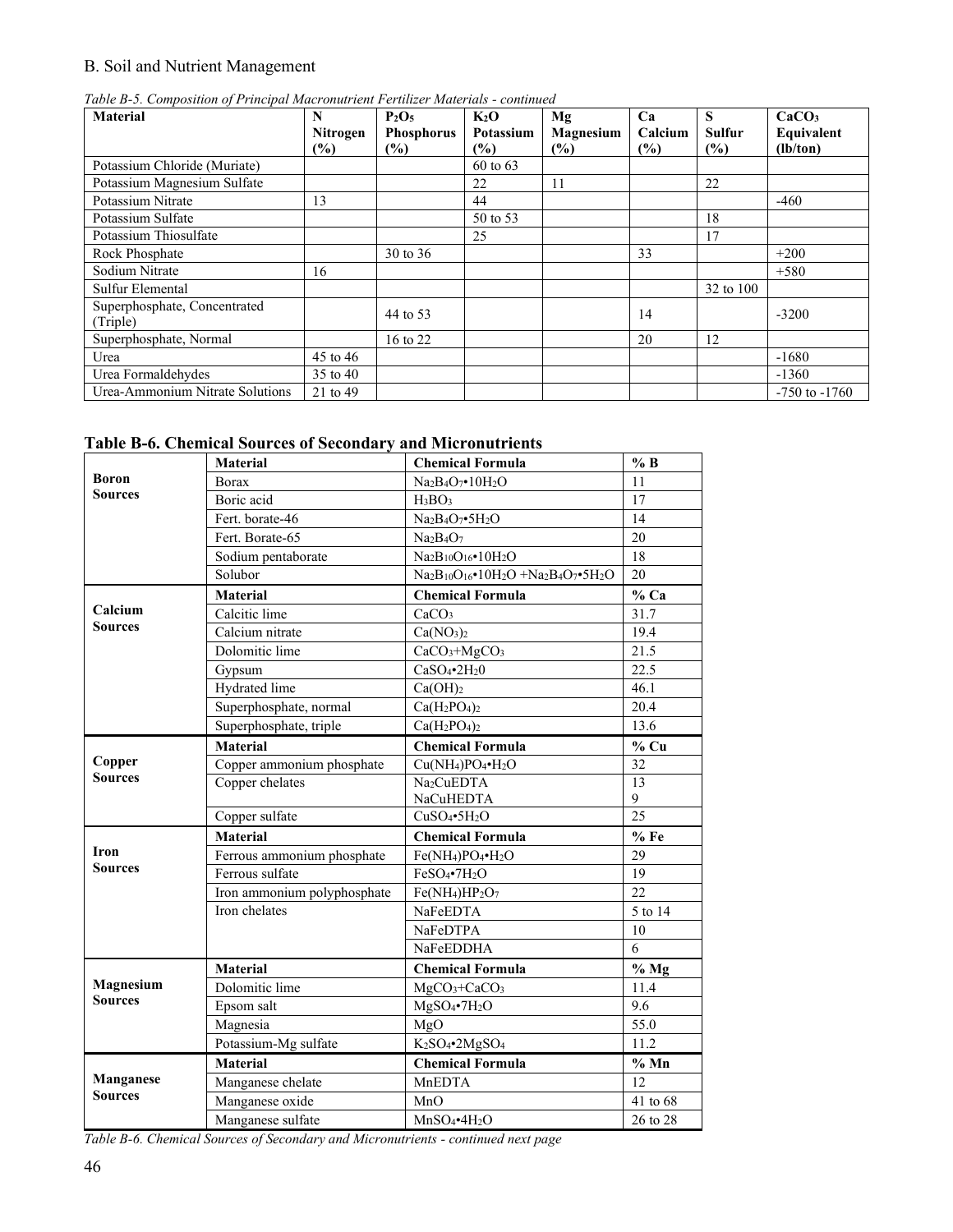*Table B-5. Composition of Principal Macronutrient Fertilizer Materials - continued*

| Material | N Nitrogen (%) | $P_2O_5$ Phosphorus (%) | $K_2O$ Potassium (%) | Mg Magnesium (%) | Ca Calcium (%) | S Sulfur (%) | $CaCO_3$ Equivalent (lb/ton) |
|---|---|---|---|---|---|---|---|
| Potassium Chloride (Muriate) | | | 60 to 63 | | | | |
| Potassium Magnesium Sulfate | | | 22 | 11 | | 22 | |
| Potassium Nitrate | 13 | | 44 | | | | -460 |
| Potassium Sulfate | | | 50 to 53 | | | 18 | |
| Potassium Thiosulfate | | | 25 | | | 17 | |
| Rock Phosphate | | 30 to 36 | | | 33 | | +200 |
| Sodium Nitrate | 16 | | | | | | +580 |
| Sulfur Elemental | | | | | | 32 to 100 | |
| Superphosphate, Concentrated (Triple) | | 44 to 53 | | | 14 | | -3200 |
| Superphosphate, Normal | | 16 to 22 | | | 20 | 12 | |
| Urea | 45 to 46 | | | | | | -1680 |
| Urea Formaldehydes | 35 to 40 | | | | | | -1360 |
| Urea-Ammonium Nitrate Solutions | 21 to 49 | | | | | | -750 to -1760 |

## Table B-6. Chemical Sources of Secondary and Micronutrients

| | Material | Chemical Formula | % B |
|---|---|---|---|
| **Boron Sources** | Borax | $Na_2B_4O_7 \cdot 10H_2O$ | 11 |
| | Boric acid | $H_3BO_3$ | 17 |
| | Fert. borate-46 | $Na_2B_4O_7 \cdot 5H_2O$ | 14 |
| | Fert. Borate-65 | $Na_2B_4O_7$ | 20 |
| | Sodium pentaborate | $Na_2B_{10}O_{16} \cdot 10H_2O$ | 18 |
| | Solubor | $Na_2B_{10}O_{16} \cdot 10H_2O + Na_2B_4O_7 \cdot 5H_2O$ | 20 |
| | **Material** | **Chemical Formula** | **% Ca** |
| **Calcium Sources** | Calcitic lime | $CaCO_3$ | 31.7 |
| | Calcium nitrate | $Ca(NO_3)_2$ | 19.4 |
| | Dolomitic lime | $CaCO_3 + MgCO_3$ | 21.5 |
| | Gypsum | $CaSO_4 \cdot 2H_20$ | 22.5 |
| | Hydrated lime | $Ca(OH)_2$ | 46.1 |
| | Superphosphate, normal | $Ca(H_2PO_4)_2$ | 20.4 |
| | Superphosphate, triple | $Ca(H_2PO_4)_2$ | 13.6 |
| | **Material** | **Chemical Formula** | **% Cu** |
| **Copper Sources** | Copper ammonium phosphate | $Cu(NH_4)PO_4 \cdot H_2O$ | 32 |
| | Copper chelates | $Na_2CuEDTA$<br>$NaCuHEDTA$ | 13<br>9 |
| | Copper sulfate | $CuSO_4 \cdot 5H_2O$ | 25 |
| | **Material** | **Chemical Formula** | **% Fe** |
| **Iron Sources** | Ferrous ammonium phosphate | $Fe(NH_4)PO_4 \cdot H_2O$ | 29 |
| | Ferrous sulfate | $FeSO_4 \cdot 7H_2O$ | 19 |
| | Iron ammonium polyphosphate | $Fe(NH_4)HP_2O_7$ | 22 |
| | Iron chelates | NaFeEDTA | 5 to 14 |
| | | NaFeDTPA | 10 |
| | | NaFeEDDHA | 6 |
| | **Material** | **Chemical Formula** | **% Mg** |
| **Magnesium Sources** | Dolomitic lime | $MgCO_3 + CaCO_3$ | 11.4 |
| | Epsom salt | $MgSO_4 \cdot 7H_2O$ | 9.6 |
| | Magnesia | MgO | 55.0 |
| | Potassium-Mg sulfate | $K_2SO_4 \cdot 2MgSO_4$ | 11.2 |
| | **Material** | **Chemical Formula** | **% Mn** |
| **Manganese Sources** | Manganese chelate | MnEDTA | 12 |
| | Manganese oxide | MnO | 41 to 68 |
| | Manganese sulfate | $MnSO_4 \cdot 4H_2O$ | 26 to 28 |

*Table B-6. Chemical Sources of Secondary and Micronutrients - continued next page*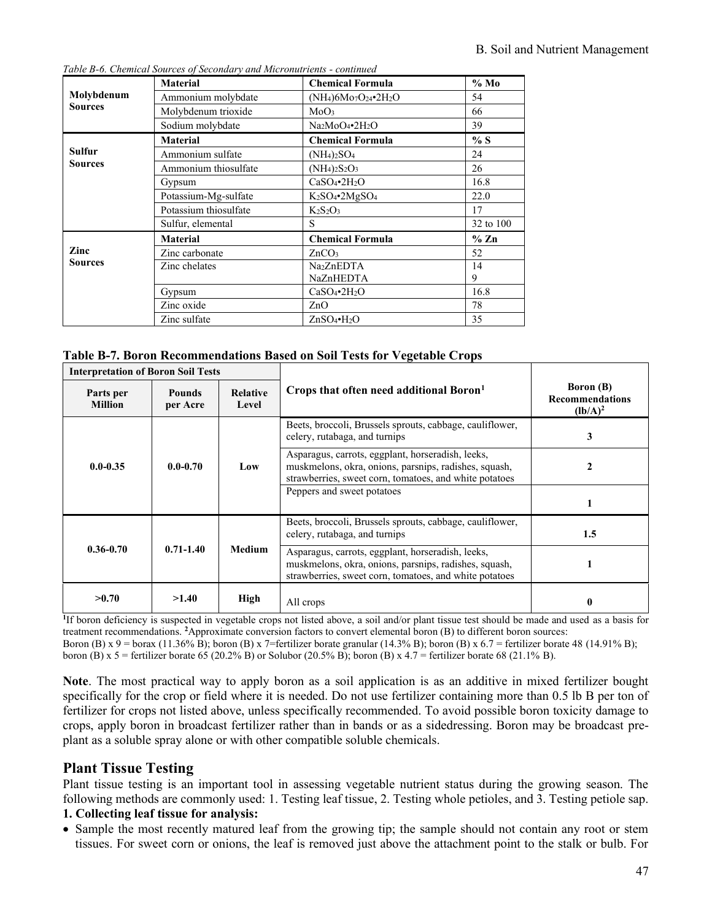*Table B-6. Chemical Sources of Secondary and Micronutrients - continued*

| | Material | Chemical Formula | % Mo |
|---|---|---|---|
| **Molybdenum Sources** | Ammonium molybdate | $(NH_4)6Mo_7O_{24}{\bullet}2H_2O$ | 54 |
| | Molybdenum trioxide | $MoO_3$ | 66 |
| | Sodium molybdate | $Na_2MoO_4{\bullet}2H_2O$ | 39 |
| | **Material** | **Chemical Formula** | **% S** |
| **Sulfur Sources** | Ammonium sulfate | $(NH_4)_2SO_4$ | 24 |
| | Ammonium thiosulfate | $(NH_4)_2S_2O_3$ | 26 |
| | Gypsum | $CaSO_4{\bullet}2H_2O$ | 16.8 |
| | Potassium-Mg-sulfate | $K_2SO_4{\bullet}2MgSO_4$ | 22.0 |
| | Potassium thiosulfate | $K_2S_2O_3$ | 17 |
| | Sulfur, elemental | S | 32 to 100 |
| | **Material** | **Chemical Formula** | **% Zn** |
| **Zinc Sources** | Zinc carbonate | $ZnCO_3$ | 52 |
| | Zinc chelates | $Na_2ZnEDTA$<br>$NaZnHEDTA$ | 14<br>9 |
| | Gypsum | $CaSO_4{\bullet}2H_2O$ | 16.8 |
| | Zinc oxide | ZnO | 78 |
| | Zinc sulfate | $ZnSO_4{\bullet}H_2O$ | 35 |

**Table B-7. Boron Recommendations Based on Soil Tests for Vegetable Crops**

| Interpretation of Boron Soil Tests | | | Crops that often need additional Boron[1] | Boron (B) Recommendations (lb/A)[2] |
|---|---|---|---|---|
| **Parts per Million** | **Pounds per Acre** | **Relative Level** | | |
| **0.0-0.35** | **0.0-0.70** | **Low** | Beets, broccoli, Brussels sprouts, cabbage, cauliflower, celery, rutabaga, and turnips | **3** |
| | | | Asparagus, carrots, eggplant, horseradish, leeks, muskmelons, okra, onions, parsnips, radishes, squash, strawberries, sweet corn, tomatoes, and white potatoes | **2** |
| | | | Peppers and sweet potatoes | **1** |
| **0.36-0.70** | **0.71-1.40** | **Medium** | Beets, broccoli, Brussels sprouts, cabbage, cauliflower, celery, rutabaga, and turnips | **1.5** |
| | | | Asparagus, carrots, eggplant, horseradish, leeks, muskmelons, okra, onions, parsnips, radishes, squash, strawberries, sweet corn, tomatoes, and white potatoes | **1** |
| **>0.70** | **>1.40** | **High** | All crops | **0** |

[1]If boron deficiency is suspected in vegetable crops not listed above, a soil and/or plant tissue test should be made and used as a basis for treatment recommendations. [2]Approximate conversion factors to convert elemental boron (B) to different boron sources:
Boron (B) x 9 = borax (11.36% B); boron (B) x 7=fertilizer borate granular (14.3% B); boron (B) x 6.7 = fertilizer borate 48 (14.91% B); boron (B) x 5 = fertilizer borate 65 (20.2% B) or Solubor (20.5% B); boron (B) x 4.7 = fertilizer borate 68 (21.1% B).

**Note**. The most practical way to apply boron as a soil application is as an additive in mixed fertilizer bought specifically for the crop or field where it is needed. Do not use fertilizer containing more than 0.5 lb B per ton of fertilizer for crops not listed above, unless specifically recommended. To avoid possible boron toxicity damage to crops, apply boron in broadcast fertilizer rather than in bands or as a sidedressing. Boron may be broadcast pre-plant as a soluble spray alone or with other compatible soluble chemicals.

## Plant Tissue Testing

Plant tissue testing is an important tool in assessing vegetable nutrient status during the growing season. The following methods are commonly used: 1. Testing leaf tissue, 2. Testing whole petioles, and 3. Testing petiole sap.

**1. Collecting leaf tissue for analysis:**

- Sample the most recently matured leaf from the growing tip; the sample should not contain any root or stem tissues. For sweet corn or onions, the leaf is removed just above the attachment point to the stalk or bulb. For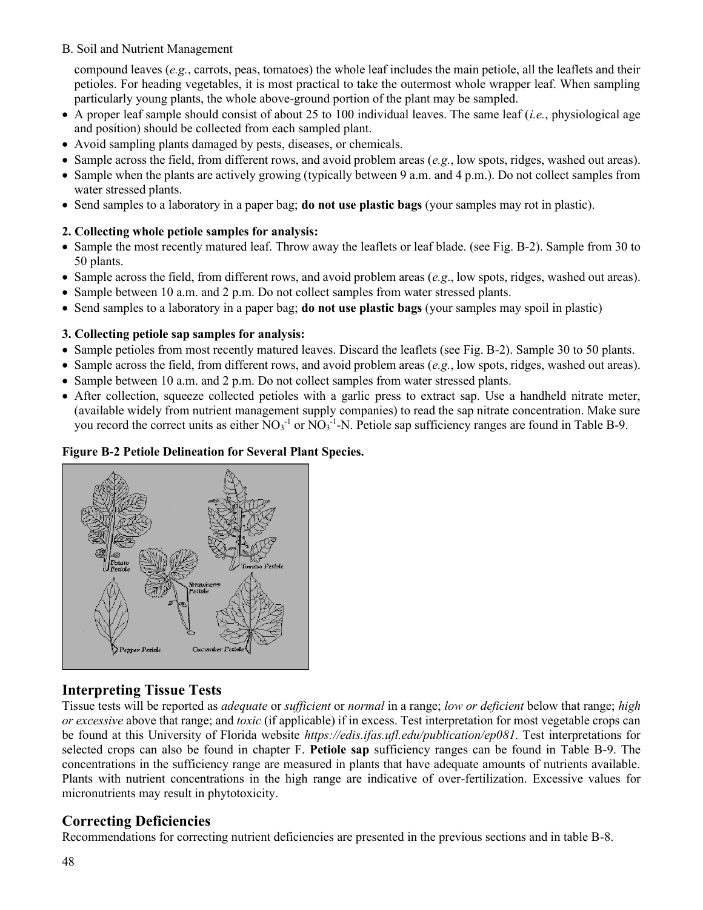compound leaves (*e.g.*, carrots, peas, tomatoes) the whole leaf includes the main petiole, all the leaflets and their petioles. For heading vegetables, it is most practical to take the outermost whole wrapper leaf. When sampling particularly young plants, the whole above-ground portion of the plant may be sampled.

- A proper leaf sample should consist of about 25 to 100 individual leaves. The same leaf (*i.e.*, physiological age and position) should be collected from each sampled plant.
- Avoid sampling plants damaged by pests, diseases, or chemicals.
- Sample across the field, from different rows, and avoid problem areas (*e.g.*, low spots, ridges, washed out areas).
- Sample when the plants are actively growing (typically between 9 a.m. and 4 p.m.). Do not collect samples from water stressed plants.
- Send samples to a laboratory in a paper bag; **do not use plastic bags** (your samples may rot in plastic).

**2. Collecting whole petiole samples for analysis:**

- Sample the most recently matured leaf. Throw away the leaflets or leaf blade. (see Fig. B-2). Sample from 30 to 50 plants.
- Sample across the field, from different rows, and avoid problem areas (*e.g*., low spots, ridges, washed out areas).
- Sample between 10 a.m. and 2 p.m. Do not collect samples from water stressed plants.
- Send samples to a laboratory in a paper bag; **do not use plastic bags** (your samples may spoil in plastic)

**3. Collecting petiole sap samples for analysis:**

- Sample petioles from most recently matured leaves. Discard the leaflets (see Fig. B-2). Sample 30 to 50 plants.
- Sample across the field, from different rows, and avoid problem areas (*e.g.*, low spots, ridges, washed out areas).
- Sample between 10 a.m. and 2 p.m. Do not collect samples from water stressed plants.
- After collection, squeeze collected petioles with a garlic press to extract sap. Use a handheld nitrate meter, (available widely from nutrient management supply companies) to read the sap nitrate concentration. Make sure you record the correct units as either $NO_3^{-1}$ or $NO_3^{-1}$-N. Petiole sap sufficiency ranges are found in Table B-9.

**Figure B-2 Petiole Delineation for Several Plant Species.**

## Interpreting Tissue Tests

Tissue tests will be reported as *adequate* or *sufficient* or *normal* in a range; *low or deficient* below that range; *high or excessive* above that range; and *toxic* (if applicable) if in excess. Test interpretation for most vegetable crops can be found at this University of Florida website *https://edis.ifas.ufl.edu/publication/ep081*. Test interpretations for selected crops can also be found in chapter F. **Petiole sap** sufficiency ranges can be found in Table B-9. The concentrations in the sufficiency range are measured in plants that have adequate amounts of nutrients available. Plants with nutrient concentrations in the high range are indicative of over-fertilization. Excessive values for micronutrients may result in phytotoxicity.

## Correcting Deficiencies

Recommendations for correcting nutrient deficiencies are presented in the previous sections and in table B-8.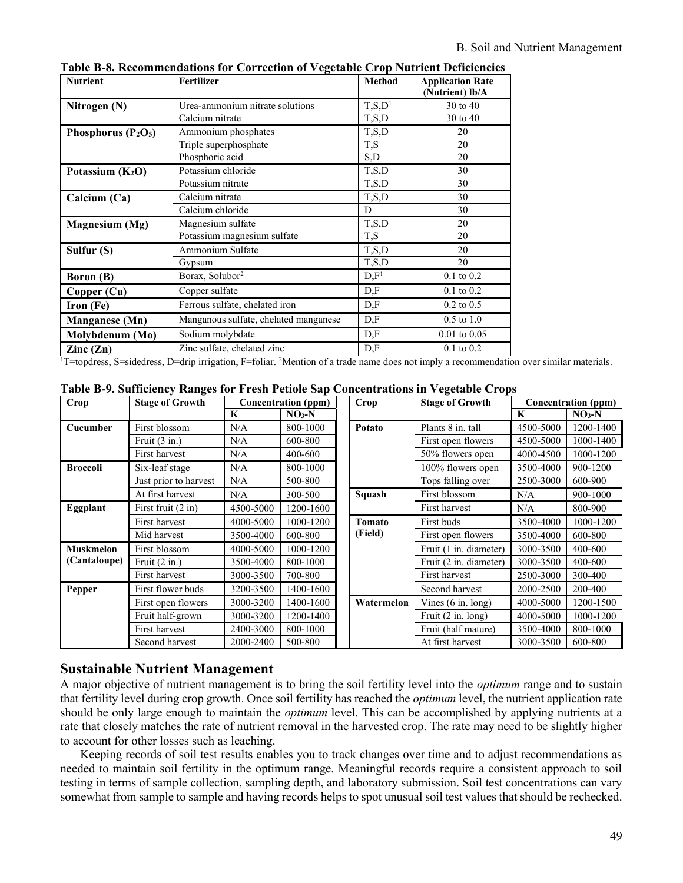**Table B-8. Recommendations for Correction of Vegetable Crop Nutrient Deficiencies**

| Nutrient | Fertilizer | Method | Application Rate (Nutrient) lb/A |
|---|---|---|---|
| **Nitrogen (N)** | Urea-ammonium nitrate solutions | T,S,D[1] | 30 to 40 |
| | Calcium nitrate | T,S,D | 30 to 40 |
| **Phosphorus ($P_2O_5$)** | Ammonium phosphates | T,S,D | 20 |
| | Triple superphosphate | T,S | 20 |
| | Phosphoric acid | S,D | 20 |
| **Potassium ($K_2O$)** | Potassium chloride | T,S,D | 30 |
| | Potassium nitrate | T,S,D | 30 |
| **Calcium (Ca)** | Calcium nitrate | T,S,D | 30 |
| | Calcium chloride | D | 30 |
| **Magnesium (Mg)** | Magnesium sulfate | T,S,D | 20 |
| | Potassium magnesium sulfate | T,S | 20 |
| **Sulfur (S)** | Ammonium Sulfate | T,S,D | 20 |
| | Gypsum | T,S,D | 20 |
| **Boron (B)** | Borax, Solubor[2] | D,F[1] | 0.1 to 0.2 |
| **Copper (Cu)** | Copper sulfate | D,F | 0.1 to 0.2 |
| **Iron (Fe)** | Ferrous sulfate, chelated iron | D,F | 0.2 to 0.5 |
| **Manganese (Mn)** | Manganous sulfate, chelated manganese | D,F | 0.5 to 1.0 |
| **Molybdenum (Mo)** | Sodium molybdate | D,F | 0.01 to 0.05 |
| **Zinc (Zn)** | Zinc sulfate, chelated zinc | D,F | 0.1 to 0.2 |

[1]T=topdress, S=sidedress, D=drip irrigation, F=foliar. [2]Mention of a trade name does not imply a recommendation over similar materials.

**Table B-9. Sufficiency Ranges for Fresh Petiole Sap Concentrations in Vegetable Crops**

| Crop | Stage of Growth | Concentration (ppm) | | Crop | Stage of Growth | Concentration (ppm) | |
|---|---|---|---|---|---|---|---|
| | | K | $NO_3$-N | | | K | $NO_3$-N |
| **Cucumber** | First blossom | N/A | 800-1000 | **Potato** | Plants 8 in. tall | 4500-5000 | 1200-1400 |
| | Fruit (3 in.) | N/A | 600-800 | | First open flowers | 4500-5000 | 1000-1400 |
| | First harvest | N/A | 400-600 | | 50% flowers open | 4000-4500 | 1000-1200 |
| **Broccoli** | Six-leaf stage | N/A | 800-1000 | | 100% flowers open | 3500-4000 | 900-1200 |
| | Just prior to harvest | N/A | 500-800 | | Tops falling over | 2500-3000 | 600-900 |
| | At first harvest | N/A | 300-500 | **Squash** | First blossom | N/A | 900-1000 |
| **Eggplant** | First fruit (2 in) | 4500-5000 | 1200-1600 | | First harvest | N/A | 800-900 |
| | First harvest | 4000-5000 | 1000-1200 | **Tomato (Field)** | First buds | 3500-4000 | 1000-1200 |
| | Mid harvest | 3500-4000 | 600-800 | | First open flowers | 3500-4000 | 600-800 |
| **Muskmelon (Cantaloupe)** | First blossom | 4000-5000 | 1000-1200 | | Fruit (1 in. diameter) | 3000-3500 | 400-600 |
| | Fruit (2 in.) | 3500-4000 | 800-1000 | | Fruit (2 in. diameter) | 3000-3500 | 400-600 |
| | First harvest | 3000-3500 | 700-800 | | First harvest | 2500-3000 | 300-400 |
| **Pepper** | First flower buds | 3200-3500 | 1400-1600 | | Second harvest | 2000-2500 | 200-400 |
| | First open flowers | 3000-3200 | 1400-1600 | **Watermelon** | Vines (6 in. long) | 4000-5000 | 1200-1500 |
| | Fruit half-grown | 3000-3200 | 1200-1400 | | Fruit (2 in. long) | 4000-5000 | 1000-1200 |
| | First harvest | 2400-3000 | 800-1000 | | Fruit (half mature) | 3500-4000 | 800-1000 |
| | Second harvest | 2000-2400 | 500-800 | | At first harvest | 3000-3500 | 600-800 |

## Sustainable Nutrient Management

A major objective of nutrient management is to bring the soil fertility level into the *optimum* range and to sustain that fertility level during crop growth. Once soil fertility has reached the *optimum* level, the nutrient application rate should be only large enough to maintain the *optimum* level. This can be accomplished by applying nutrients at a rate that closely matches the rate of nutrient removal in the harvested crop. The rate may need to be slightly higher to account for other losses such as leaching.

Keeping records of soil test results enables you to track changes over time and to adjust recommendations as needed to maintain soil fertility in the optimum range. Meaningful records require a consistent approach to soil testing in terms of sample collection, sampling depth, and laboratory submission. Soil test concentrations can vary somewhat from sample to sample and having records helps to spot unusual soil test values that should be rechecked.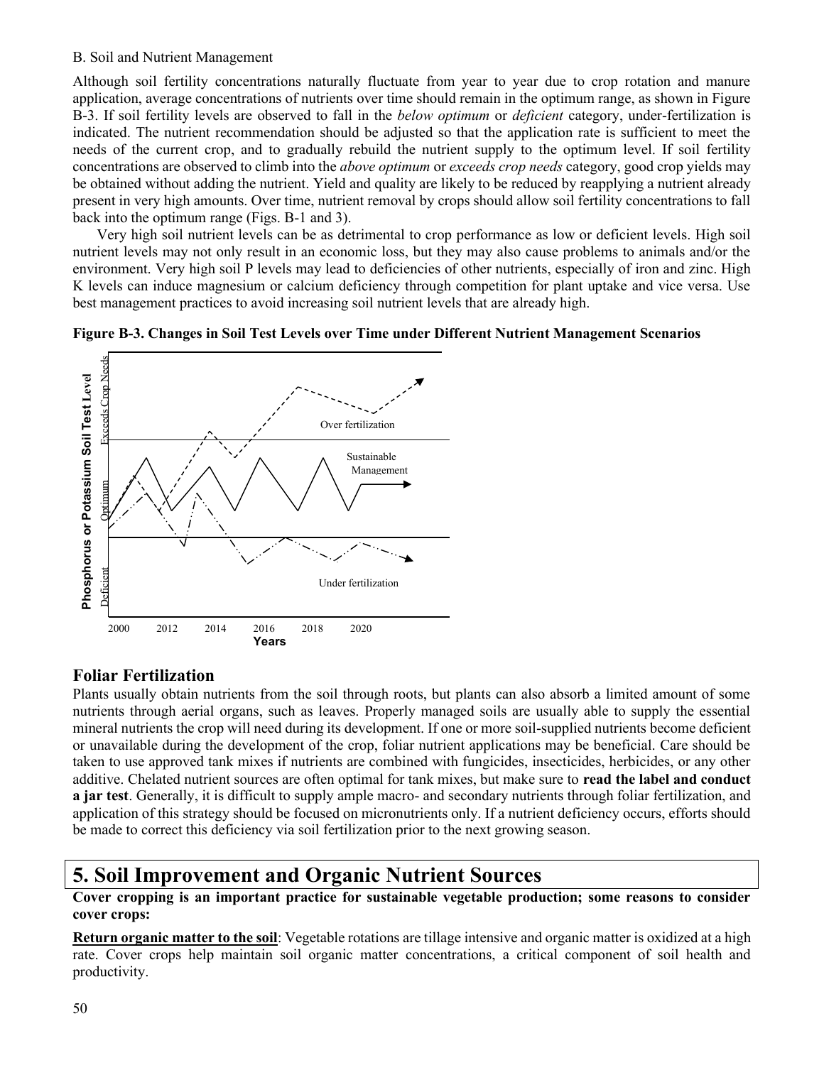B. Soil and Nutrient Management

Although soil fertility concentrations naturally fluctuate from year to year due to crop rotation and manure application, average concentrations of nutrients over time should remain in the optimum range, as shown in Figure B-3. If soil fertility levels are observed to fall in the *below optimum* or *deficient* category, under-fertilization is indicated. The nutrient recommendation should be adjusted so that the application rate is sufficient to meet the needs of the current crop, and to gradually rebuild the nutrient supply to the optimum level. If soil fertility concentrations are observed to climb into the *above optimum* or *exceeds crop needs* category, good crop yields may be obtained without adding the nutrient. Yield and quality are likely to be reduced by reapplying a nutrient already present in very high amounts. Over time, nutrient removal by crops should allow soil fertility concentrations to fall back into the optimum range (Figs. B-1 and 3).

Very high soil nutrient levels can be as detrimental to crop performance as low or deficient levels. High soil nutrient levels may not only result in an economic loss, but they may also cause problems to animals and/or the environment. Very high soil P levels may lead to deficiencies of other nutrients, especially of iron and zinc. High K levels can induce magnesium or calcium deficiency through competition for plant uptake and vice versa. Use best management practices to avoid increasing soil nutrient levels that are already high.

**Figure B-3. Changes in Soil Test Levels over Time under Different Nutrient Management Scenarios**

## Foliar Fertilization

Plants usually obtain nutrients from the soil through roots, but plants can also absorb a limited amount of some nutrients through aerial organs, such as leaves. Properly managed soils are usually able to supply the essential mineral nutrients the crop will need during its development. If one or more soil-supplied nutrients become deficient or unavailable during the development of the crop, foliar nutrient applications may be beneficial. Care should be taken to use approved tank mixes if nutrients are combined with fungicides, insecticides, herbicides, or any other additive. Chelated nutrient sources are often optimal for tank mixes, but make sure to **read the label and conduct a jar test**. Generally, it is difficult to supply ample macro- and secondary nutrients through foliar fertilization, and application of this strategy should be focused on micronutrients only. If a nutrient deficiency occurs, efforts should be made to correct this deficiency via soil fertilization prior to the next growing season.

# 5. Soil Improvement and Organic Nutrient Sources

**Cover cropping is an important practice for sustainable vegetable production; some reasons to consider cover crops:**

**Return organic matter to the soil**: Vegetable rotations are tillage intensive and organic matter is oxidized at a high rate. Cover crops help maintain soil organic matter concentrations, a critical component of soil health and productivity.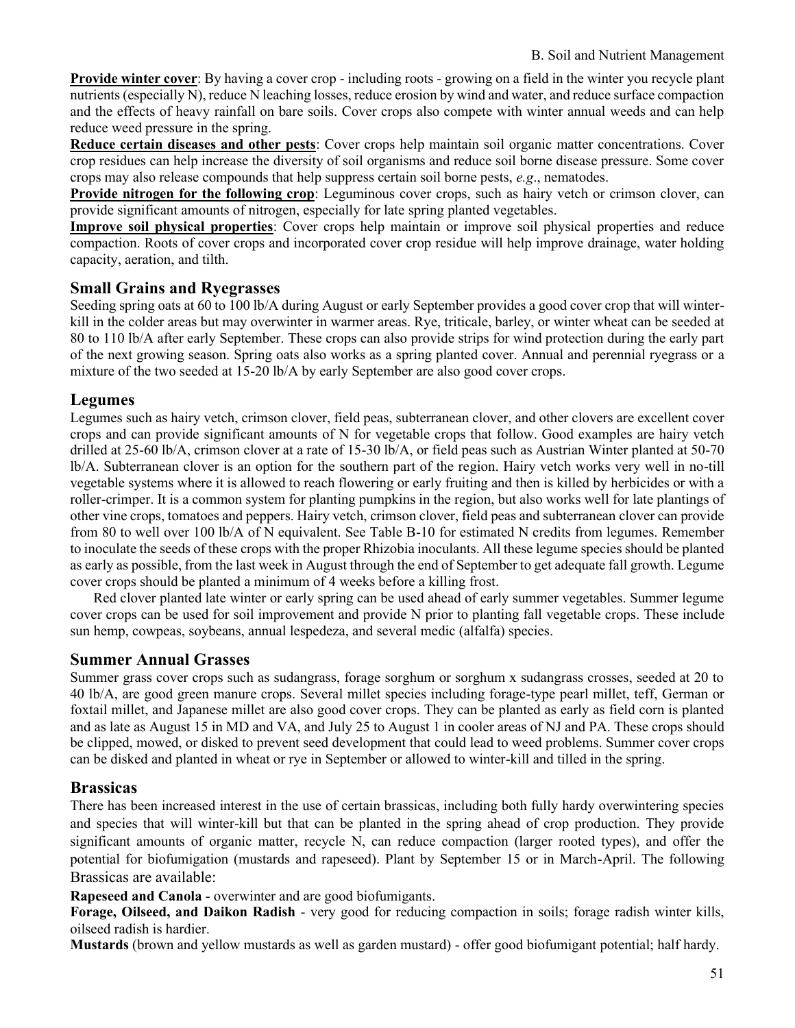**Provide winter cover**: By having a cover crop - including roots - growing on a field in the winter you recycle plant nutrients (especially N), reduce N leaching losses, reduce erosion by wind and water, and reduce surface compaction and the effects of heavy rainfall on bare soils. Cover crops also compete with winter annual weeds and can help reduce weed pressure in the spring.

**Reduce certain diseases and other pests**: Cover crops help maintain soil organic matter concentrations. Cover crop residues can help increase the diversity of soil organisms and reduce soil borne disease pressure. Some cover crops may also release compounds that help suppress certain soil borne pests, *e.g*., nematodes.

**Provide nitrogen for the following crop**: Leguminous cover crops, such as hairy vetch or crimson clover, can provide significant amounts of nitrogen, especially for late spring planted vegetables.

**Improve soil physical properties**: Cover crops help maintain or improve soil physical properties and reduce compaction. Roots of cover crops and incorporated cover crop residue will help improve drainage, water holding capacity, aeration, and tilth.

## Small Grains and Ryegrasses

Seeding spring oats at 60 to 100 lb/A during August or early September provides a good cover crop that will winter-kill in the colder areas but may overwinter in warmer areas. Rye, triticale, barley, or winter wheat can be seeded at 80 to 110 lb/A after early September. These crops can also provide strips for wind protection during the early part of the next growing season. Spring oats also works as a spring planted cover. Annual and perennial ryegrass or a mixture of the two seeded at 15-20 lb/A by early September are also good cover crops.

## Legumes

Legumes such as hairy vetch, crimson clover, field peas, subterranean clover, and other clovers are excellent cover crops and can provide significant amounts of N for vegetable crops that follow. Good examples are hairy vetch drilled at 25-60 lb/A, crimson clover at a rate of 15-30 lb/A, or field peas such as Austrian Winter planted at 50-70 lb/A. Subterranean clover is an option for the southern part of the region. Hairy vetch works very well in no-till vegetable systems where it is allowed to reach flowering or early fruiting and then is killed by herbicides or with a roller-crimper. It is a common system for planting pumpkins in the region, but also works well for late plantings of other vine crops, tomatoes and peppers. Hairy vetch, crimson clover, field peas and subterranean clover can provide from 80 to well over 100 lb/A of N equivalent. See Table B-10 for estimated N credits from legumes. Remember to inoculate the seeds of these crops with the proper Rhizobia inoculants. All these legume species should be planted as early as possible, from the last week in August through the end of September to get adequate fall growth. Legume cover crops should be planted a minimum of 4 weeks before a killing frost.

Red clover planted late winter or early spring can be used ahead of early summer vegetables. Summer legume cover crops can be used for soil improvement and provide N prior to planting fall vegetable crops. These include sun hemp, cowpeas, soybeans, annual lespedeza, and several medic (alfalfa) species.

## Summer Annual Grasses

Summer grass cover crops such as sudangrass, forage sorghum or sorghum x sudangrass crosses, seeded at 20 to 40 lb/A, are good green manure crops. Several millet species including forage-type pearl millet, teff, German or foxtail millet, and Japanese millet are also good cover crops. They can be planted as early as field corn is planted and as late as August 15 in MD and VA, and July 25 to August 1 in cooler areas of NJ and PA. These crops should be clipped, mowed, or disked to prevent seed development that could lead to weed problems. Summer cover crops can be disked and planted in wheat or rye in September or allowed to winter-kill and tilled in the spring.

## Brassicas

There has been increased interest in the use of certain brassicas, including both fully hardy overwintering species and species that will winter-kill but that can be planted in the spring ahead of crop production. They provide significant amounts of organic matter, recycle N, can reduce compaction (larger rooted types), and offer the potential for biofumigation (mustards and rapeseed). Plant by September 15 or in March-April. The following Brassicas are available:

**Rapeseed and Canola** - overwinter and are good biofumigants.

**Forage, Oilseed, and Daikon Radish** - very good for reducing compaction in soils; forage radish winter kills, oilseed radish is hardier.

**Mustards** (brown and yellow mustards as well as garden mustard) - offer good biofumigant potential; half hardy.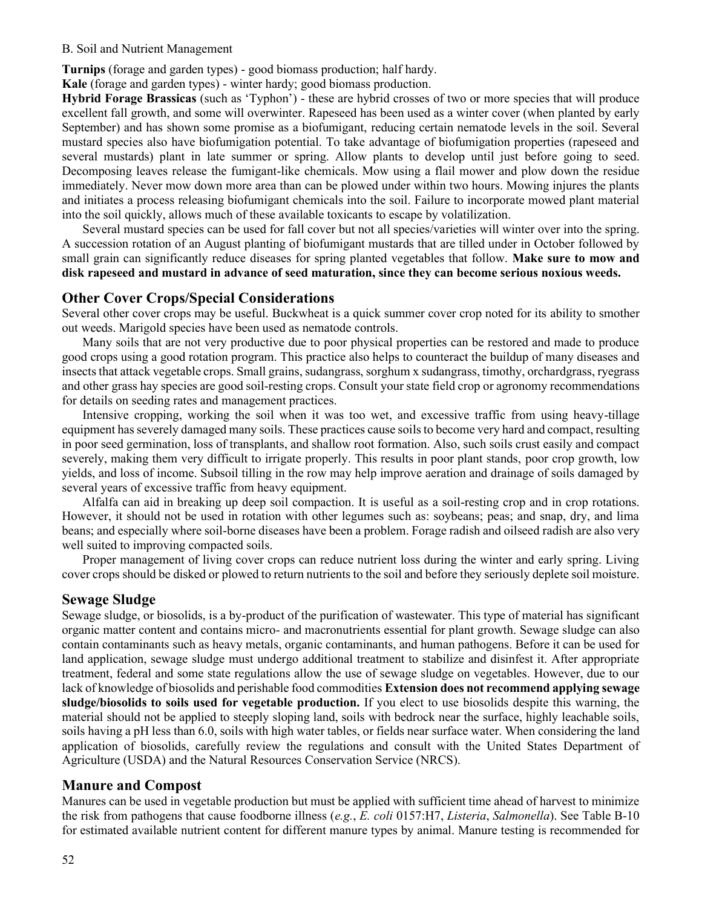**Turnips** (forage and garden types) - good biomass production; half hardy.

**Kale** (forage and garden types) - winter hardy; good biomass production.

**Hybrid Forage Brassicas** (such as 'Typhon') - these are hybrid crosses of two or more species that will produce excellent fall growth, and some will overwinter. Rapeseed has been used as a winter cover (when planted by early September) and has shown some promise as a biofumigant, reducing certain nematode levels in the soil. Several mustard species also have biofumigation potential. To take advantage of biofumigation properties (rapeseed and several mustards) plant in late summer or spring. Allow plants to develop until just before going to seed. Decomposing leaves release the fumigant-like chemicals. Mow using a flail mower and plow down the residue immediately. Never mow down more area than can be plowed under within two hours. Mowing injures the plants and initiates a process releasing biofumigant chemicals into the soil. Failure to incorporate mowed plant material into the soil quickly, allows much of these available toxicants to escape by volatilization.

Several mustard species can be used for fall cover but not all species/varieties will winter over into the spring. A succession rotation of an August planting of biofumigant mustards that are tilled under in October followed by small grain can significantly reduce diseases for spring planted vegetables that follow. **Make sure to mow and disk rapeseed and mustard in advance of seed maturation, since they can become serious noxious weeds.**

## Other Cover Crops/Special Considerations

Several other cover crops may be useful. Buckwheat is a quick summer cover crop noted for its ability to smother out weeds. Marigold species have been used as nematode controls.

Many soils that are not very productive due to poor physical properties can be restored and made to produce good crops using a good rotation program. This practice also helps to counteract the buildup of many diseases and insects that attack vegetable crops. Small grains, sudangrass, sorghum x sudangrass, timothy, orchardgrass, ryegrass and other grass hay species are good soil-resting crops. Consult your state field crop or agronomy recommendations for details on seeding rates and management practices.

Intensive cropping, working the soil when it was too wet, and excessive traffic from using heavy-tillage equipment has severely damaged many soils. These practices cause soils to become very hard and compact, resulting in poor seed germination, loss of transplants, and shallow root formation. Also, such soils crust easily and compact severely, making them very difficult to irrigate properly. This results in poor plant stands, poor crop growth, low yields, and loss of income. Subsoil tilling in the row may help improve aeration and drainage of soils damaged by several years of excessive traffic from heavy equipment.

Alfalfa can aid in breaking up deep soil compaction. It is useful as a soil-resting crop and in crop rotations. However, it should not be used in rotation with other legumes such as: soybeans; peas; and snap, dry, and lima beans; and especially where soil-borne diseases have been a problem. Forage radish and oilseed radish are also very well suited to improving compacted soils.

Proper management of living cover crops can reduce nutrient loss during the winter and early spring. Living cover crops should be disked or plowed to return nutrients to the soil and before they seriously deplete soil moisture.

## Sewage Sludge

Sewage sludge, or biosolids, is a by-product of the purification of wastewater. This type of material has significant organic matter content and contains micro- and macronutrients essential for plant growth. Sewage sludge can also contain contaminants such as heavy metals, organic contaminants, and human pathogens. Before it can be used for land application, sewage sludge must undergo additional treatment to stabilize and disinfest it. After appropriate treatment, federal and some state regulations allow the use of sewage sludge on vegetables. However, due to our lack of knowledge of biosolids and perishable food commodities **Extension does not recommend applying sewage sludge/biosolids to soils used for vegetable production.** If you elect to use biosolids despite this warning, the material should not be applied to steeply sloping land, soils with bedrock near the surface, highly leachable soils, soils having a pH less than 6.0, soils with high water tables, or fields near surface water. When considering the land application of biosolids, carefully review the regulations and consult with the United States Department of Agriculture (USDA) and the Natural Resources Conservation Service (NRCS).

## Manure and Compost

Manures can be used in vegetable production but must be applied with sufficient time ahead of harvest to minimize the risk from pathogens that cause foodborne illness (*e.g.*, *E. coli* 0157:H7, *Listeria*, *Salmonella*). See Table B-10 for estimated available nutrient content for different manure types by animal. Manure testing is recommended for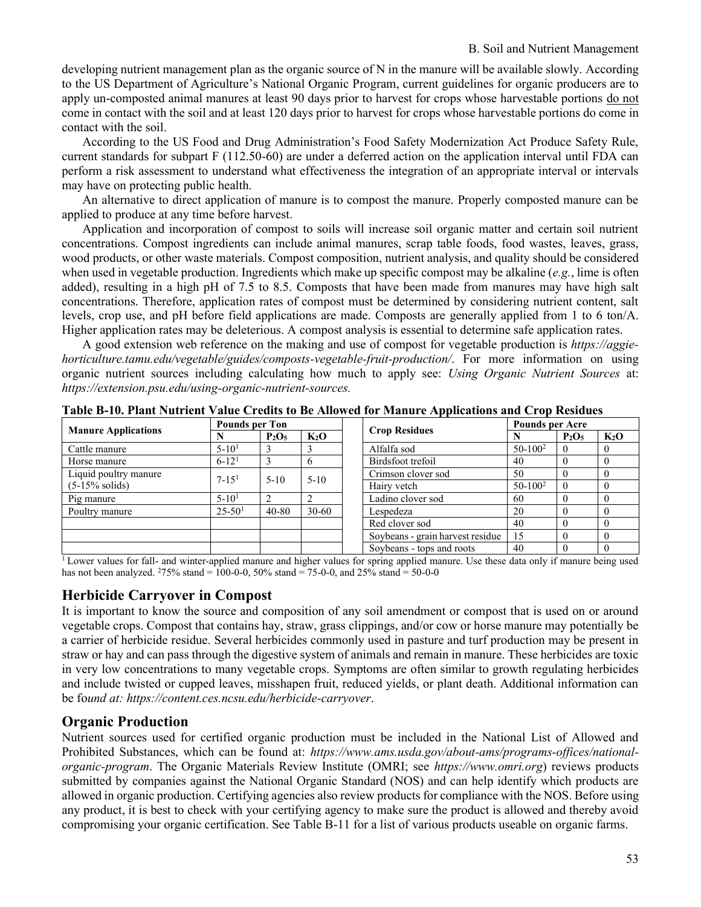developing nutrient management plan as the organic source of N in the manure will be available slowly. According to the US Department of Agriculture's National Organic Program, current guidelines for organic producers are to apply un-composted animal manures at least 90 days prior to harvest for crops whose harvestable portions do not come in contact with the soil and at least 120 days prior to harvest for crops whose harvestable portions do come in contact with the soil.

According to the US Food and Drug Administration's Food Safety Modernization Act Produce Safety Rule, current standards for subpart F (112.50-60) are under a deferred action on the application interval until FDA can perform a risk assessment to understand what effectiveness the integration of an appropriate interval or intervals may have on protecting public health.

An alternative to direct application of manure is to compost the manure. Properly composted manure can be applied to produce at any time before harvest.

Application and incorporation of compost to soils will increase soil organic matter and certain soil nutrient concentrations. Compost ingredients can include animal manures, scrap table foods, food wastes, leaves, grass, wood products, or other waste materials. Compost composition, nutrient analysis, and quality should be considered when used in vegetable production. Ingredients which make up specific compost may be alkaline (*e.g.*, lime is often added), resulting in a high pH of 7.5 to 8.5. Composts that have been made from manures may have high salt concentrations. Therefore, application rates of compost must be determined by considering nutrient content, salt levels, crop use, and pH before field applications are made. Composts are generally applied from 1 to 6 ton/A. Higher application rates may be deleterious. A compost analysis is essential to determine safe application rates.

A good extension web reference on the making and use of compost for vegetable production is *https://aggie-horticulture.tamu.edu/vegetable/guides/composts-vegetable-fruit-production/*. For more information on using organic nutrient sources including calculating how much to apply see: *Using Organic Nutrient Sources* at: *https://extension.psu.edu/using-organic-nutrient-sources.*

**Table B-10. Plant Nutrient Value Credits to Be Allowed for Manure Applications and Crop Residues**

| Manure Applications | Pounds per Ton | | | | Crop Residues | Pounds per Acre | | |
|---|---|---|---|---|---|---|---|---|
| | N | $P_2O_5$ | $K_2O$ | | | N | $P_2O_5$ | $K_2O$ |
| Cattle manure | 5-10[1] | 3 | 3 | | Alfalfa sod | 50-100[2] | 0 | 0 |
| Horse manure | 6-12[1] | 3 | 6 | | Birdsfoot trefoil | 40 | 0 | 0 |
| Liquid poultry manure (5-15% solids) | 7-15[1] | 5-10 | 5-10 | | Crimson clover sod | 50 | 0 | 0 |
| | | | | | Hairy vetch | 50-100[2] | 0 | 0 |
| Pig manure | 5-10[1] | 2 | 2 | | Ladino clover sod | 60 | 0 | 0 |
| Poultry manure | 25-50[1] | 40-80 | 30-60 | | Lespedeza | 20 | 0 | 0 |
| | | | | | Red clover sod | 40 | 0 | 0 |
| | | | | | Soybeans - grain harvest residue | 15 | 0 | 0 |
| | | | | | Soybeans - tops and roots | 40 | 0 | 0 |

[1] Lower values for fall- and winter-applied manure and higher values for spring applied manure. Use these data only if manure being used has not been analyzed. [2] 75% stand = 100-0-0, 50% stand = 75-0-0, and 25% stand = 50-0-0

## Herbicide Carryover in Compost

It is important to know the source and composition of any soil amendment or compost that is used on or around vegetable crops. Compost that contains hay, straw, grass clippings, and/or cow or horse manure may potentially be a carrier of herbicide residue. Several herbicides commonly used in pasture and turf production may be present in straw or hay and can pass through the digestive system of animals and remain in manure. These herbicides are toxic in very low concentrations to many vegetable crops. Symptoms are often similar to growth regulating herbicides and include twisted or cupped leaves, misshapen fruit, reduced yields, or plant death. Additional information can be fo*und at: https://content.ces.ncsu.edu/herbicide-carryover*.

## Organic Production

Nutrient sources used for certified organic production must be included in the National List of Allowed and Prohibited Substances, which can be found at: *https://www.ams.usda.gov/about-ams/programs-offices/national-organic-program*. The Organic Materials Review Institute (OMRI; see *https://www.omri.org*) reviews products submitted by companies against the National Organic Standard (NOS) and can help identify which products are allowed in organic production. Certifying agencies also review products for compliance with the NOS. Before using any product, it is best to check with your certifying agency to make sure the product is allowed and thereby avoid compromising your organic certification. See Table B-11 for a list of various products useable on organic farms.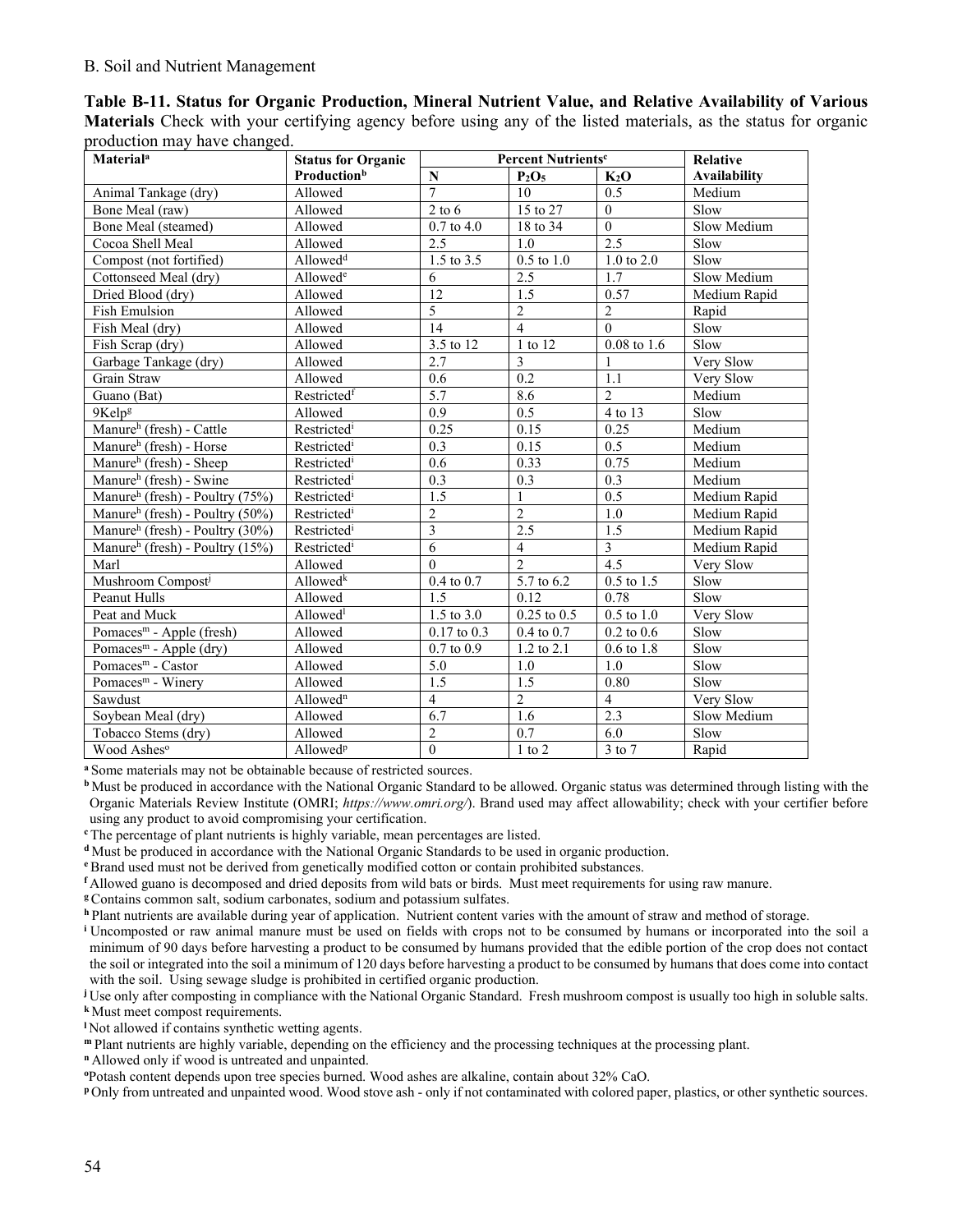B. Soil and Nutrient Management

**Table B-11. Status for Organic Production, Mineral Nutrient Value, and Relative Availability of Various Materials** Check with your certifying agency before using any of the listed materials, as the status for organic production may have changed.

| Material[a] | Status for Organic Production[b] | Percent Nutrients[c] | | | Relative Availability |
|---|---|---|---|---|---|
| | | N | $P_2O_5$ | $K_2O$ | |
| Animal Tankage (dry) | Allowed | 7 | 10 | 0.5 | Medium |
| Bone Meal (raw) | Allowed | 2 to 6 | 15 to 27 | 0 | Slow |
| Bone Meal (steamed) | Allowed | 0.7 to 4.0 | 18 to 34 | 0 | Slow Medium |
| Cocoa Shell Meal | Allowed | 2.5 | 1.0 | 2.5 | Slow |
| Compost (not fortified) | Allowed[d] | 1.5 to 3.5 | 0.5 to 1.0 | 1.0 to 2.0 | Slow |
| Cottonseed Meal (dry) | Allowed[e] | 6 | 2.5 | 1.7 | Slow Medium |
| Dried Blood (dry) | Allowed | 12 | 1.5 | 0.57 | Medium Rapid |
| Fish Emulsion | Allowed | 5 | 2 | 2 | Rapid |
| Fish Meal (dry) | Allowed | 14 | 4 | 0 | Slow |
| Fish Scrap (dry) | Allowed | 3.5 to 12 | 1 to 12 | 0.08 to 1.6 | Slow |
| Garbage Tankage (dry) | Allowed | 2.7 | 3 | 1 | Very Slow |
| Grain Straw | Allowed | 0.6 | 0.2 | 1.1 | Very Slow |
| Guano (Bat) | Restricted[f] | 5.7 | 8.6 | 2 | Medium |
| 9Kelp[g] | Allowed | 0.9 | 0.5 | 4 to 13 | Slow |
| Manure[h] (fresh) - Cattle | Restricted[i] | 0.25 | 0.15 | 0.25 | Medium |
| Manure[h] (fresh) - Horse | Restricted[i] | 0.3 | 0.15 | 0.5 | Medium |
| Manure[h] (fresh) - Sheep | Restricted[i] | 0.6 | 0.33 | 0.75 | Medium |
| Manure[h] (fresh) - Swine | Restricted[i] | 0.3 | 0.3 | 0.3 | Medium |
| Manure[h] (fresh) - Poultry (75%) | Restricted[i] | 1.5 | 1 | 0.5 | Medium Rapid |
| Manure[h] (fresh) - Poultry (50%) | Restricted[i] | 2 | 2 | 1.0 | Medium Rapid |
| Manure[h] (fresh) - Poultry (30%) | Restricted[i] | 3 | 2.5 | 1.5 | Medium Rapid |
| Manure[h] (fresh) - Poultry (15%) | Restricted[i] | 6 | 4 | 3 | Medium Rapid |
| Marl | Allowed | 0 | 2 | 4.5 | Very Slow |
| Mushroom Compost[j] | Allowed[k] | 0.4 to 0.7 | 5.7 to 6.2 | 0.5 to 1.5 | Slow |
| Peanut Hulls | Allowed | 1.5 | 0.12 | 0.78 | Slow |
| Peat and Muck | Allowed[l] | 1.5 to 3.0 | 0.25 to 0.5 | 0.5 to 1.0 | Very Slow |
| Pomaces[m] - Apple (fresh) | Allowed | 0.17 to 0.3 | 0.4 to 0.7 | 0.2 to 0.6 | Slow |
| Pomaces[m] - Apple (dry) | Allowed | 0.7 to 0.9 | 1.2 to 2.1 | 0.6 to 1.8 | Slow |
| Pomaces[m] - Castor | Allowed | 5.0 | 1.0 | 1.0 | Slow |
| Pomaces[m] - Winery | Allowed | 1.5 | 1.5 | 0.80 | Slow |
| Sawdust | Allowed[n] | 4 | 2 | 4 | Very Slow |
| Soybean Meal (dry) | Allowed | 6.7 | 1.6 | 2.3 | Slow Medium |
| Tobacco Stems (dry) | Allowed | 2 | 0.7 | 6.0 | Slow |
| Wood Ashes[o] | Allowed[p] | 0 | 1 to 2 | 3 to 7 | Rapid |

[a] Some materials may not be obtainable because of restricted sources.

[b] Must be produced in accordance with the National Organic Standard to be allowed. Organic status was determined through listing with the Organic Materials Review Institute (OMRI; *https://www.omri.org/*). Brand used may affect allowability; check with your certifier before using any product to avoid compromising your certification.

[c] The percentage of plant nutrients is highly variable, mean percentages are listed.

[d] Must be produced in accordance with the National Organic Standards to be used in organic production.

[e] Brand used must not be derived from genetically modified cotton or contain prohibited substances.

[f] Allowed guano is decomposed and dried deposits from wild bats or birds. Must meet requirements for using raw manure.

[g] Contains common salt, sodium carbonates, sodium and potassium sulfates.

[h] Plant nutrients are available during year of application. Nutrient content varies with the amount of straw and method of storage.

[i] Uncomposted or raw animal manure must be used on fields with crops not to be consumed by humans or incorporated into the soil a minimum of 90 days before harvesting a product to be consumed by humans provided that the edible portion of the crop does not contact the soil or integrated into the soil a minimum of 120 days before harvesting a product to be consumed by humans that does come into contact with the soil. Using sewage sludge is prohibited in certified organic production.

[j] Use only after composting in compliance with the National Organic Standard. Fresh mushroom compost is usually too high in soluble salts.

[k] Must meet compost requirements.

[l] Not allowed if contains synthetic wetting agents.

[m] Plant nutrients are highly variable, depending on the efficiency and the processing techniques at the processing plant.

[n] Allowed only if wood is untreated and unpainted.

[o] Potash content depends upon tree species burned. Wood ashes are alkaline, contain about 32% CaO.

[p] Only from untreated and unpainted wood. Wood stove ash - only if not contaminated with colored paper, plastics, or other synthetic sources.